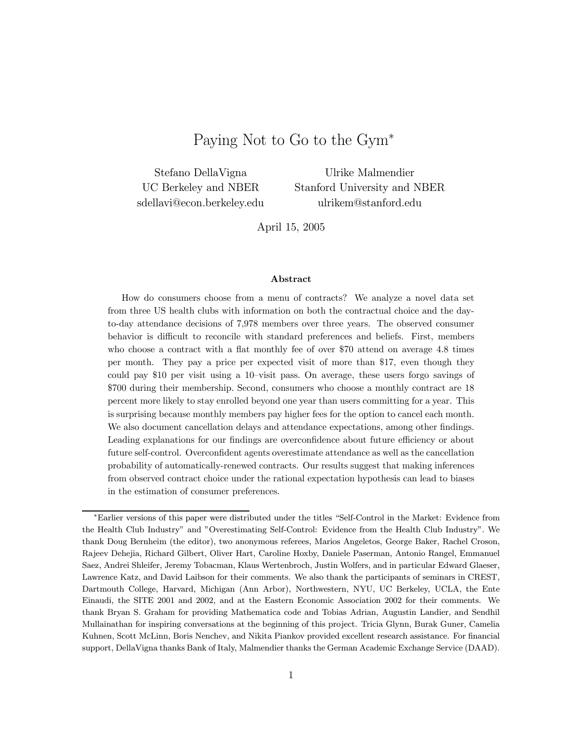# Paying Not to Go to the Gym*

Stefano DellaVigna
UC Berkeley and NBER
sdellavi@econ.berkeley.edu

Ulrike Malmendier
Stanford University and NBER
ulrikem@stanford.edu

April 15, 2005

### Abstract

How do consumers choose from a menu of contracts? We analyze a novel data set from three US health clubs with information on both the contractual choice and the day-to-day attendance decisions of 7,978 members over three years. The observed consumer behavior is difficult to reconcile with standard preferences and beliefs. First, members who choose a contract with a flat monthly fee of over $70 attend on average 4.8 times per month. They pay a price per expected visit of more than $17, even though they could pay $10 per visit using a 10–visit pass. On average, these users forgo savings of $700 during their membership. Second, consumers who choose a monthly contract are 18 percent more likely to stay enrolled beyond one year than users committing for a year. This is surprising because monthly members pay higher fees for the option to cancel each month. We also document cancellation delays and attendance expectations, among other findings. Leading explanations for our findings are overconfidence about future efficiency or about future self-control. Overconfident agents overestimate attendance as well as the cancellation probability of automatically-renewed contracts. Our results suggest that making inferences from observed contract choice under the rational expectation hypothesis can lead to biases in the estimation of consumer preferences.

---

*Earlier versions of this paper were distributed under the titles "Self-Control in the Market: Evidence from the Health Club Industry" and "Overestimating Self-Control: Evidence from the Health Club Industry". We thank Doug Bernheim (the editor), two anonymous referees, Marios Angeletos, George Baker, Rachel Croson, Rajeev Dehejia, Richard Gilbert, Oliver Hart, Caroline Hoxby, Daniele Paserman, Antonio Rangel, Emmanuel Saez, Andrei Shleifer, Jeremy Tobacman, Klaus Wertenbroch, Justin Wolfers, and in particular Edward Glaeser, Lawrence Katz, and David Laibson for their comments. We also thank the participants of seminars in CREST, Dartmouth College, Harvard, Michigan (Ann Arbor), Northwestern, NYU, UC Berkeley, UCLA, the Ente Einaudi, the SITE 2001 and 2002, and at the Eastern Economic Association 2002 for their comments. We thank Bryan S. Graham for providing Mathematica code and Tobias Adrian, Augustin Landier, and Sendhil Mullainathan for inspiring conversations at the beginning of this project. Tricia Glynn, Burak Guner, Camelia Kuhnen, Scott McLinn, Boris Nenchev, and Nikita Piankov provided excellent research assistance. For financial support, DellaVigna thanks Bank of Italy, Malmendier thanks the German Academic Exchange Service (DAAD).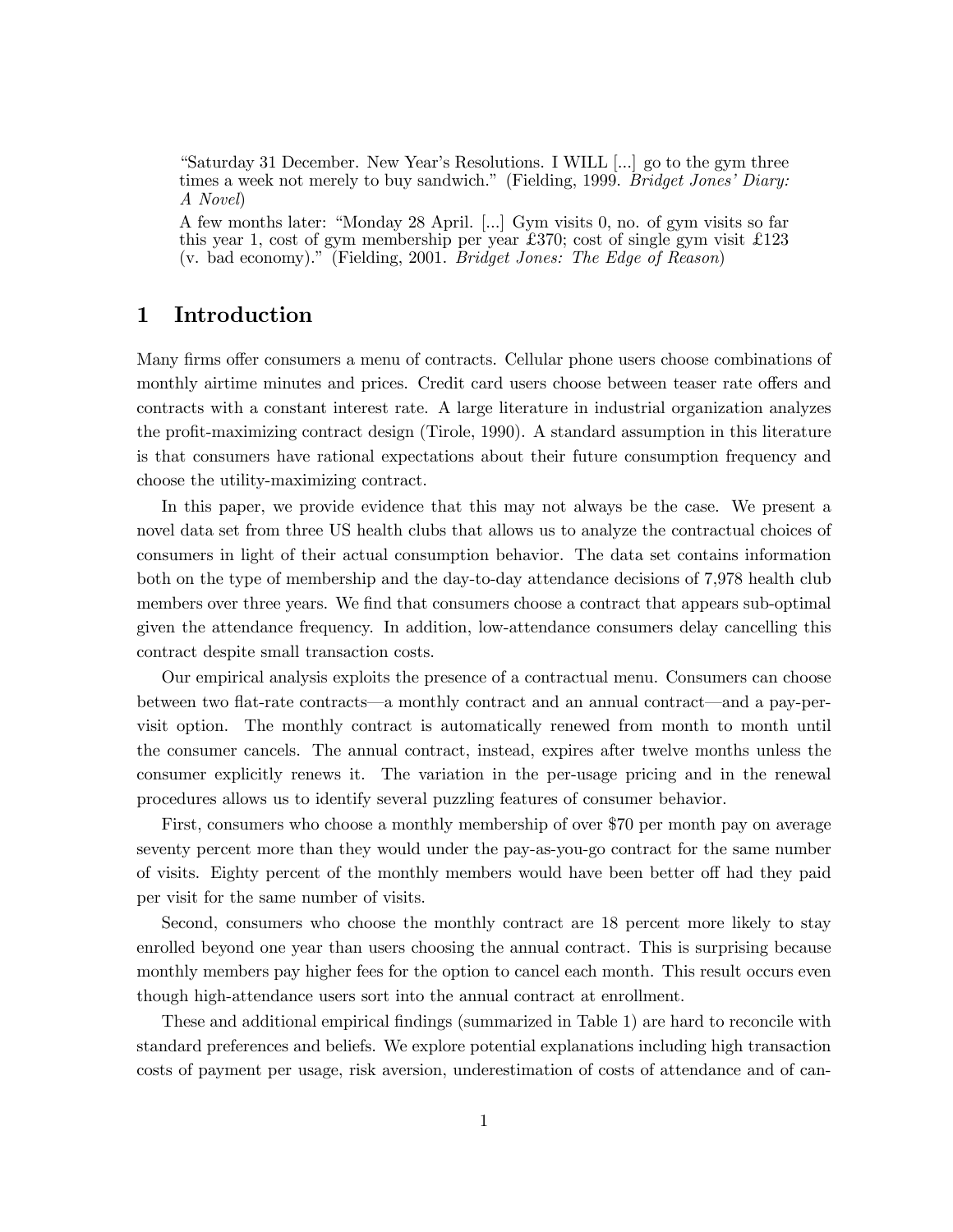"Saturday 31 December. New Year's Resolutions. I WILL [...] go to the gym three times a week not merely to buy sandwich." (Fielding, 1999. *Bridget Jones' Diary: A Novel*)

A few months later: "Monday 28 April. [...] Gym visits 0, no. of gym visits so far this year 1, cost of gym membership per year £370; cost of single gym visit £123 (v. bad economy)." (Fielding, 2001. *Bridget Jones: The Edge of Reason*)

# 1 Introduction

Many firms offer consumers a menu of contracts. Cellular phone users choose combinations of monthly airtime minutes and prices. Credit card users choose between teaser rate offers and contracts with a constant interest rate. A large literature in industrial organization analyzes the profit-maximizing contract design (Tirole, 1990). A standard assumption in this literature is that consumers have rational expectations about their future consumption frequency and choose the utility-maximizing contract.

In this paper, we provide evidence that this may not always be the case. We present a novel data set from three US health clubs that allows us to analyze the contractual choices of consumers in light of their actual consumption behavior. The data set contains information both on the type of membership and the day-to-day attendance decisions of 7,978 health club members over three years. We find that consumers choose a contract that appears sub-optimal given the attendance frequency. In addition, low-attendance consumers delay cancelling this contract despite small transaction costs.

Our empirical analysis exploits the presence of a contractual menu. Consumers can choose between two flat-rate contracts—a monthly contract and an annual contract—and a pay-per-visit option. The monthly contract is automatically renewed from month to month until the consumer cancels. The annual contract, instead, expires after twelve months unless the consumer explicitly renews it. The variation in the per-usage pricing and in the renewal procedures allows us to identify several puzzling features of consumer behavior.

First, consumers who choose a monthly membership of over $70 per month pay on average seventy percent more than they would under the pay-as-you-go contract for the same number of visits. Eighty percent of the monthly members would have been better off had they paid per visit for the same number of visits.

Second, consumers who choose the monthly contract are 18 percent more likely to stay enrolled beyond one year than users choosing the annual contract. This is surprising because monthly members pay higher fees for the option to cancel each month. This result occurs even though high-attendance users sort into the annual contract at enrollment.

These and additional empirical findings (summarized in Table 1) are hard to reconcile with standard preferences and beliefs. We explore potential explanations including high transaction costs of payment per usage, risk aversion, underestimation of costs of attendance and of can-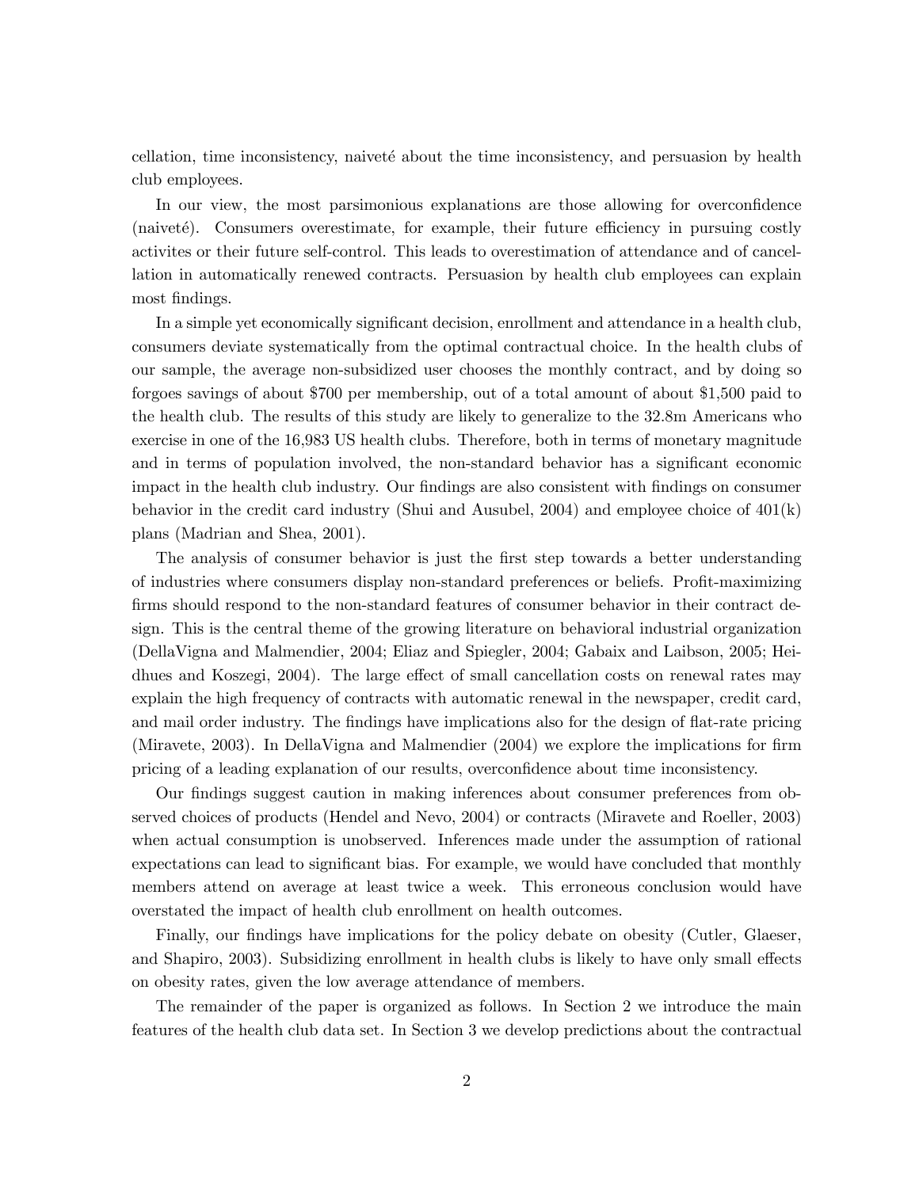cellation, time inconsistency, naiveté about the time inconsistency, and persuasion by health club employees.

In our view, the most parsimonious explanations are those allowing for overconfidence (naiveté). Consumers overestimate, for example, their future efficiency in pursuing costly activites or their future self-control. This leads to overestimation of attendance and of cancellation in automatically renewed contracts. Persuasion by health club employees can explain most findings.

In a simple yet economically significant decision, enrollment and attendance in a health club, consumers deviate systematically from the optimal contractual choice. In the health clubs of our sample, the average non-subsidized user chooses the monthly contract, and by doing so forgoes savings of about \$700 per membership, out of a total amount of about \$1,500 paid to the health club. The results of this study are likely to generalize to the 32.8m Americans who exercise in one of the 16,983 US health clubs. Therefore, both in terms of monetary magnitude and in terms of population involved, the non-standard behavior has a significant economic impact in the health club industry. Our findings are also consistent with findings on consumer behavior in the credit card industry (Shui and Ausubel, 2004) and employee choice of 401(k) plans (Madrian and Shea, 2001).

The analysis of consumer behavior is just the first step towards a better understanding of industries where consumers display non-standard preferences or beliefs. Profit-maximizing firms should respond to the non-standard features of consumer behavior in their contract design. This is the central theme of the growing literature on behavioral industrial organization (DellaVigna and Malmendier, 2004; Eliaz and Spiegler, 2004; Gabaix and Laibson, 2005; Heidhues and Koszegi, 2004). The large effect of small cancellation costs on renewal rates may explain the high frequency of contracts with automatic renewal in the newspaper, credit card, and mail order industry. The findings have implications also for the design of flat-rate pricing (Miravete, 2003). In DellaVigna and Malmendier (2004) we explore the implications for firm pricing of a leading explanation of our results, overconfidence about time inconsistency.

Our findings suggest caution in making inferences about consumer preferences from observed choices of products (Hendel and Nevo, 2004) or contracts (Miravete and Roeller, 2003) when actual consumption is unobserved. Inferences made under the assumption of rational expectations can lead to significant bias. For example, we would have concluded that monthly members attend on average at least twice a week. This erroneous conclusion would have overstated the impact of health club enrollment on health outcomes.

Finally, our findings have implications for the policy debate on obesity (Cutler, Glaeser, and Shapiro, 2003). Subsidizing enrollment in health clubs is likely to have only small effects on obesity rates, given the low average attendance of members.

The remainder of the paper is organized as follows. In Section 2 we introduce the main features of the health club data set. In Section 3 we develop predictions about the contractual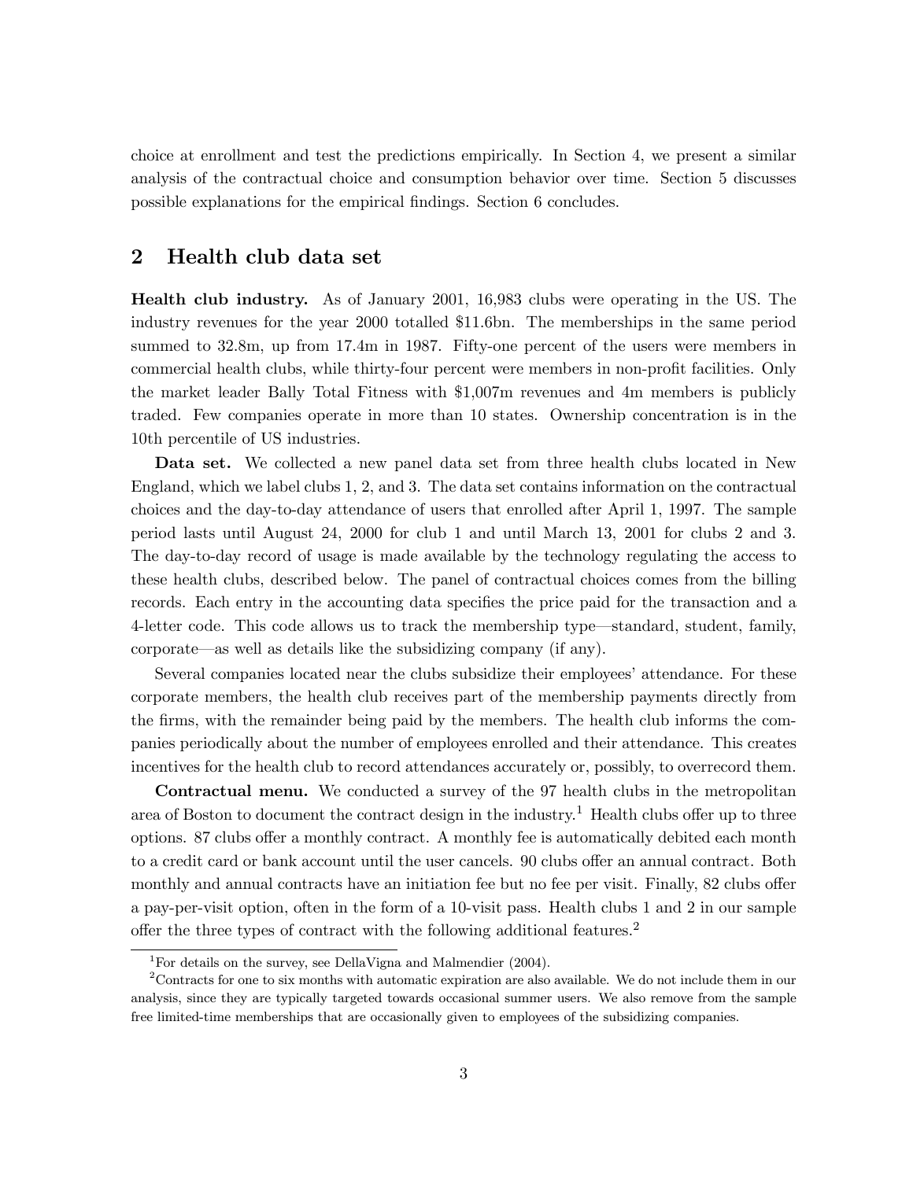choice at enrollment and test the predictions empirically. In Section 4, we present a similar analysis of the contractual choice and consumption behavior over time. Section 5 discusses possible explanations for the empirical findings. Section 6 concludes.

## 2 Health club data set

**Health club industry.** As of January 2001, 16,983 clubs were operating in the US. The industry revenues for the year 2000 totalled $11.6bn. The memberships in the same period summed to 32.8m, up from 17.4m in 1987. Fifty-one percent of the users were members in commercial health clubs, while thirty-four percent were members in non-profit facilities. Only the market leader Bally Total Fitness with $1,007m revenues and 4m members is publicly traded. Few companies operate in more than 10 states. Ownership concentration is in the 10th percentile of US industries.

**Data set.** We collected a new panel data set from three health clubs located in New England, which we label clubs 1, 2, and 3. The data set contains information on the contractual choices and the day-to-day attendance of users that enrolled after April 1, 1997. The sample period lasts until August 24, 2000 for club 1 and until March 13, 2001 for clubs 2 and 3. The day-to-day record of usage is made available by the technology regulating the access to these health clubs, described below. The panel of contractual choices comes from the billing records. Each entry in the accounting data specifies the price paid for the transaction and a 4-letter code. This code allows us to track the membership type—standard, student, family, corporate—as well as details like the subsidizing company (if any).

Several companies located near the clubs subsidize their employees' attendance. For these corporate members, the health club receives part of the membership payments directly from the firms, with the remainder being paid by the members. The health club informs the companies periodically about the number of employees enrolled and their attendance. This creates incentives for the health club to record attendances accurately or, possibly, to overrecord them.

**Contractual menu.** We conducted a survey of the 97 health clubs in the metropolitan area of Boston to document the contract design in the industry.[1] Health clubs offer up to three options. 87 clubs offer a monthly contract. A monthly fee is automatically debited each month to a credit card or bank account until the user cancels. 90 clubs offer an annual contract. Both monthly and annual contracts have an initiation fee but no fee per visit. Finally, 82 clubs offer a pay-per-visit option, often in the form of a 10-visit pass. Health clubs 1 and 2 in our sample offer the three types of contract with the following additional features.[2]

[1] For details on the survey, see DellaVigna and Malmendier (2004).

[2] Contracts for one to six months with automatic expiration are also available. We do not include them in our analysis, since they are typically targeted towards occasional summer users. We also remove from the sample free limited-time memberships that are occasionally given to employees of the subsidizing companies.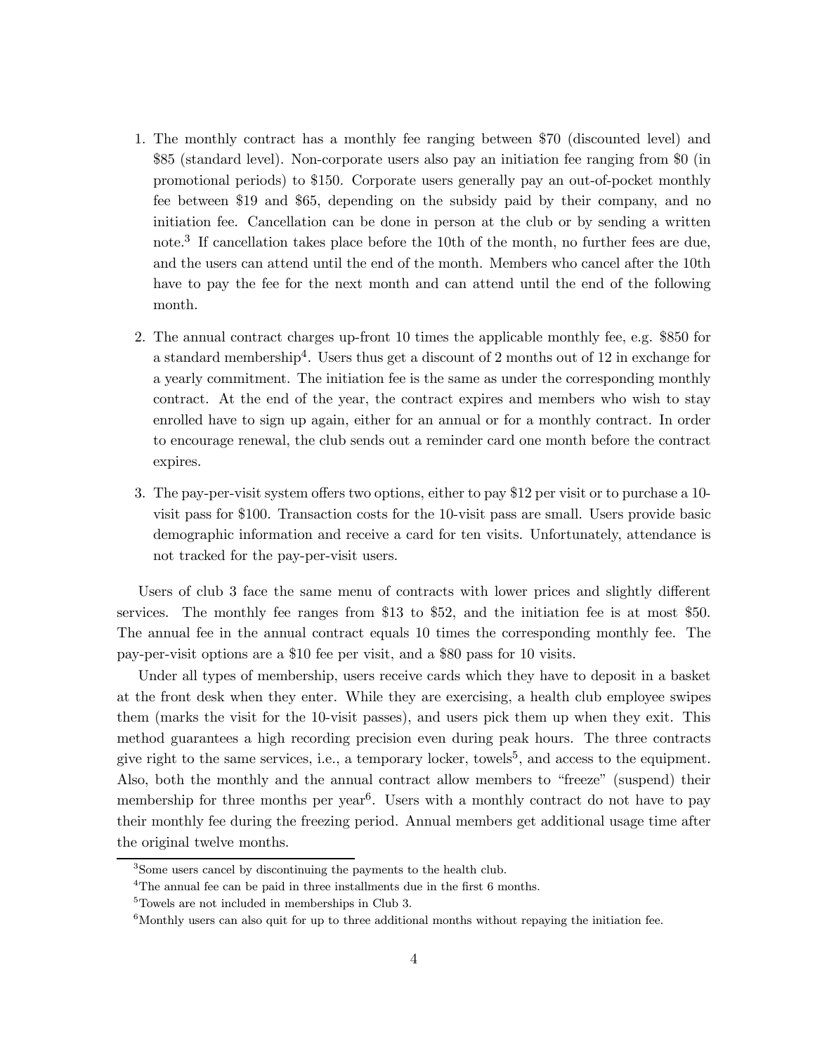1. The monthly contract has a monthly fee ranging between $70 (discounted level) and $85 (standard level). Non-corporate users also pay an initiation fee ranging from $0 (in promotional periods) to $150. Corporate users generally pay an out-of-pocket monthly fee between $19 and $65, depending on the subsidy paid by their company, and no initiation fee. Cancellation can be done in person at the club or by sending a written note.[3] If cancellation takes place before the 10th of the month, no further fees are due, and the users can attend until the end of the month. Members who cancel after the 10th have to pay the fee for the next month and can attend until the end of the following month.

2. The annual contract charges up-front 10 times the applicable monthly fee, e.g. $850 for a standard membership[4]. Users thus get a discount of 2 months out of 12 in exchange for a yearly commitment. The initiation fee is the same as under the corresponding monthly contract. At the end of the year, the contract expires and members who wish to stay enrolled have to sign up again, either for an annual or for a monthly contract. In order to encourage renewal, the club sends out a reminder card one month before the contract expires.

3. The pay-per-visit system offers two options, either to pay $12 per visit or to purchase a 10-visit pass for $100. Transaction costs for the 10-visit pass are small. Users provide basic demographic information and receive a card for ten visits. Unfortunately, attendance is not tracked for the pay-per-visit users.

Users of club 3 face the same menu of contracts with lower prices and slightly different services. The monthly fee ranges from $13 to $52, and the initiation fee is at most $50. The annual fee in the annual contract equals 10 times the corresponding monthly fee. The pay-per-visit options are a $10 fee per visit, and a $80 pass for 10 visits.

Under all types of membership, users receive cards which they have to deposit in a basket at the front desk when they enter. While they are exercising, a health club employee swipes them (marks the visit for the 10-visit passes), and users pick them up when they exit. This method guarantees a high recording precision even during peak hours. The three contracts give right to the same services, i.e., a temporary locker, towels[5], and access to the equipment. Also, both the monthly and the annual contract allow members to "freeze" (suspend) their membership for three months per year[6]. Users with a monthly contract do not have to pay their monthly fee during the freezing period. Annual members get additional usage time after the original twelve months.

---

[3] Some users cancel by discontinuing the payments to the health club.

[4] The annual fee can be paid in three installments due in the first 6 months.

[5] Towels are not included in memberships in Club 3.

[6] Monthly users can also quit for up to three additional months without repaying the initiation fee.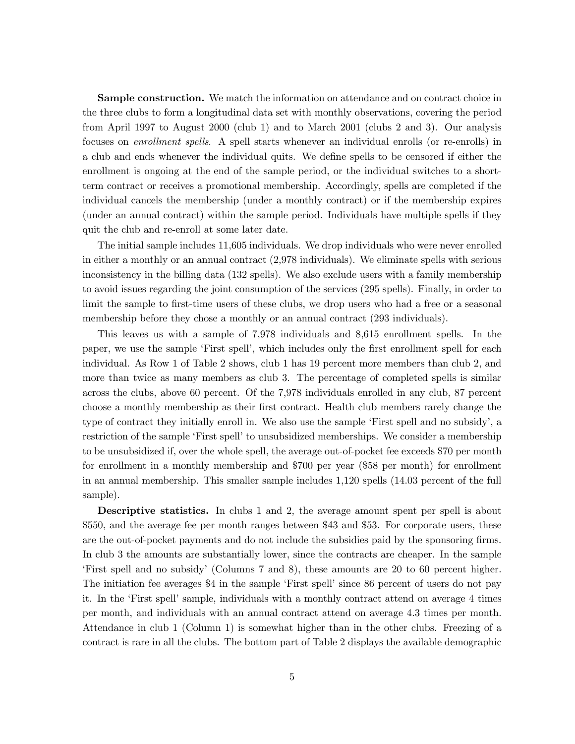**Sample construction.** We match the information on attendance and on contract choice in the three clubs to form a longitudinal data set with monthly observations, covering the period from April 1997 to August 2000 (club 1) and to March 2001 (clubs 2 and 3). Our analysis focuses on *enrollment spells*. A spell starts whenever an individual enrolls (or re-enrolls) in a club and ends whenever the individual quits. We define spells to be censored if either the enrollment is ongoing at the end of the sample period, or the individual switches to a short-term contract or receives a promotional membership. Accordingly, spells are completed if the individual cancels the membership (under a monthly contract) or if the membership expires (under an annual contract) within the sample period. Individuals have multiple spells if they quit the club and re-enroll at some later date.

The initial sample includes 11,605 individuals. We drop individuals who were never enrolled in either a monthly or an annual contract (2,978 individuals). We eliminate spells with serious inconsistency in the billing data (132 spells). We also exclude users with a family membership to avoid issues regarding the joint consumption of the services (295 spells). Finally, in order to limit the sample to first-time users of these clubs, we drop users who had a free or a seasonal membership before they chose a monthly or an annual contract (293 individuals).

This leaves us with a sample of 7,978 individuals and 8,615 enrollment spells. In the paper, we use the sample 'First spell', which includes only the first enrollment spell for each individual. As Row 1 of Table 2 shows, club 1 has 19 percent more members than club 2, and more than twice as many members as club 3. The percentage of completed spells is similar across the clubs, above 60 percent. Of the 7,978 individuals enrolled in any club, 87 percent choose a monthly membership as their first contract. Health club members rarely change the type of contract they initially enroll in. We also use the sample 'First spell and no subsidy', a restriction of the sample 'First spell' to unsubsidized memberships. We consider a membership to be unsubsidized if, over the whole spell, the average out-of-pocket fee exceeds \$70 per month for enrollment in a monthly membership and \$700 per year (\$58 per month) for enrollment in an annual membership. This smaller sample includes 1,120 spells (14.03 percent of the full sample).

**Descriptive statistics.** In clubs 1 and 2, the average amount spent per spell is about \$550, and the average fee per month ranges between \$43 and \$53. For corporate users, these are the out-of-pocket payments and do not include the subsidies paid by the sponsoring firms. In club 3 the amounts are substantially lower, since the contracts are cheaper. In the sample 'First spell and no subsidy' (Columns 7 and 8), these amounts are 20 to 60 percent higher. The initiation fee averages \$4 in the sample 'First spell' since 86 percent of users do not pay it. In the 'First spell' sample, individuals with a monthly contract attend on average 4 times per month, and individuals with an annual contract attend on average 4.3 times per month. Attendance in club 1 (Column 1) is somewhat higher than in the other clubs. Freezing of a contract is rare in all the clubs. The bottom part of Table 2 displays the available demographic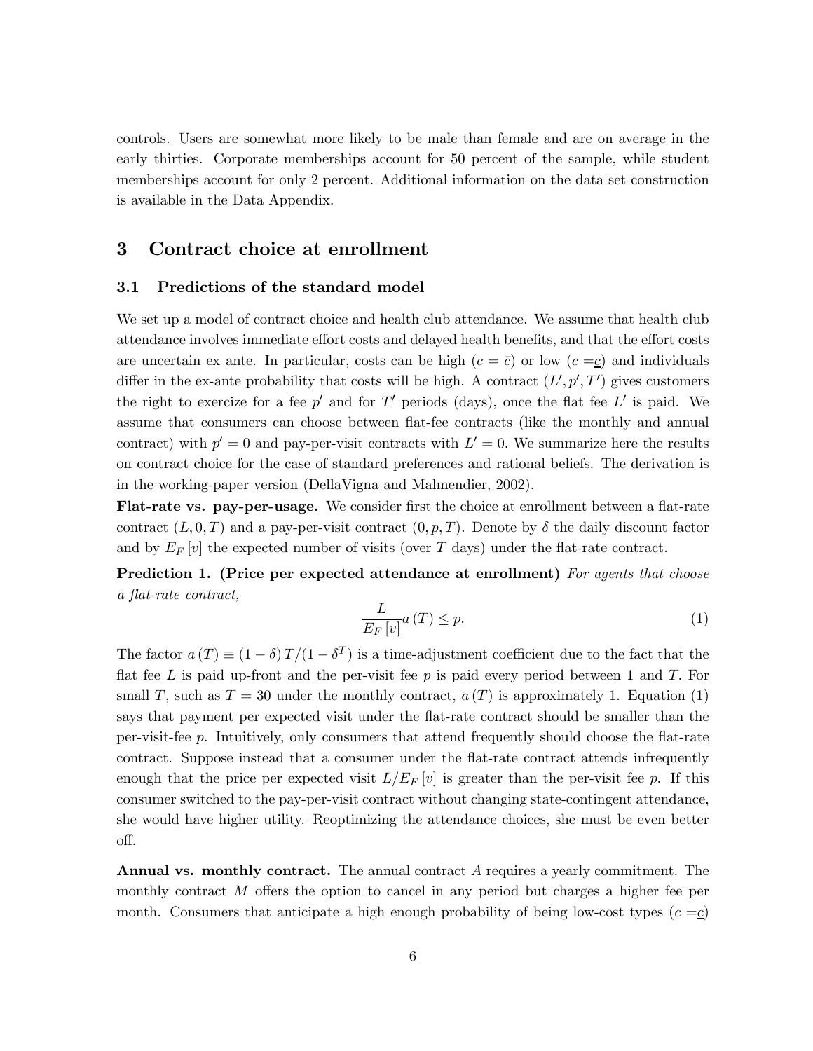controls. Users are somewhat more likely to be male than female and are on average in the early thirties. Corporate memberships account for 50 percent of the sample, while student memberships account for only 2 percent. Additional information on the data set construction is available in the Data Appendix.

# 3 Contract choice at enrollment

## 3.1 Predictions of the standard model

We set up a model of contract choice and health club attendance. We assume that health club attendance involves immediate effort costs and delayed health benefits, and that the effort costs are uncertain ex ante. In particular, costs can be high ($c = \bar{c}$) or low ($c = \underline{c}$) and individuals differ in the ex-ante probability that costs will be high. A contract $(L', p', T')$ gives customers the right to exercize for a fee $p'$ and for $T'$ periods (days), once the flat fee $L'$ is paid. We assume that consumers can choose between flat-fee contracts (like the monthly and annual contract) with $p' = 0$ and pay-per-visit contracts with $L' = 0$. We summarize here the results on contract choice for the case of standard preferences and rational beliefs. The derivation is in the working-paper version (DellaVigna and Malmendier, 2002).

**Flat-rate vs. pay-per-usage.** We consider first the choice at enrollment between a flat-rate contract $(L, 0, T)$ and a pay-per-visit contract $(0, p, T)$. Denote by $\delta$ the daily discount factor and by $E_F[v]$ the expected number of visits (over $T$ days) under the flat-rate contract.

**Prediction 1. (Price per expected attendance at enrollment)** *For agents that choose a flat-rate contract,*

$$\frac{L}{E_F[v]} a(T) \leq p. \tag{1}$$

The factor $a(T) \equiv (1-\delta) T / (1-\delta^T)$ is a time-adjustment coefficient due to the fact that the flat fee $L$ is paid up-front and the per-visit fee $p$ is paid every period between 1 and $T$. For small $T$, such as $T = 30$ under the monthly contract, $a(T)$ is approximately 1. Equation (1) says that payment per expected visit under the flat-rate contract should be smaller than the per-visit-fee $p$. Intuitively, only consumers that attend frequently should choose the flat-rate contract. Suppose instead that a consumer under the flat-rate contract attends infrequently enough that the price per expected visit $L/E_F[v]$ is greater than the per-visit fee $p$. If this consumer switched to the pay-per-visit contract without changing state-contingent attendance, she would have higher utility. Reoptimizing the attendance choices, she must be even better off.

**Annual vs. monthly contract.** The annual contract $A$ requires a yearly commitment. The monthly contract $M$ offers the option to cancel in any period but charges a higher fee per month. Consumers that anticipate a high enough probability of being low-cost types ($c = \underline{c}$)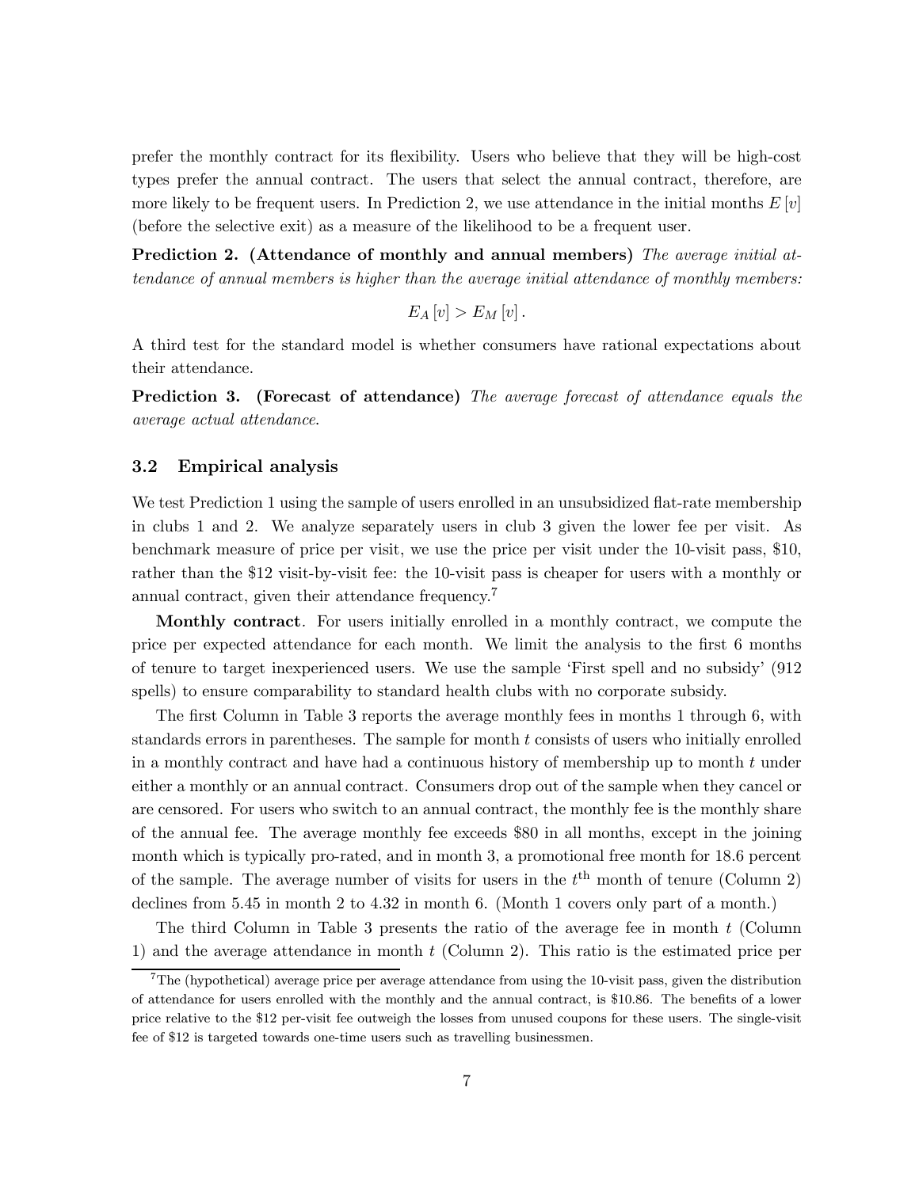prefer the monthly contract for its flexibility. Users who believe that they will be high-cost types prefer the annual contract. The users that select the annual contract, therefore, are more likely to be frequent users. In Prediction 2, we use attendance in the initial months $E[v]$ (before the selective exit) as a measure of the likelihood to be a frequent user.

**Prediction 2. (Attendance of monthly and annual members)** *The average initial attendance of annual members is higher than the average initial attendance of monthly members:*

$$E_A[v] > E_M[v].$$

A third test for the standard model is whether consumers have rational expectations about their attendance.

**Prediction 3. (Forecast of attendance)** *The average forecast of attendance equals the average actual attendance.*

### 3.2 Empirical analysis

We test Prediction 1 using the sample of users enrolled in an unsubsidized flat-rate membership in clubs 1 and 2. We analyze separately users in club 3 given the lower fee per visit. As benchmark measure of price per visit, we use the price per visit under the 10-visit pass, \$10, rather than the \$12 visit-by-visit fee: the 10-visit pass is cheaper for users with a monthly or annual contract, given their attendance frequency.[7]

**Monthly contract**. For users initially enrolled in a monthly contract, we compute the price per expected attendance for each month. We limit the analysis to the first 6 months of tenure to target inexperienced users. We use the sample 'First spell and no subsidy' (912 spells) to ensure comparability to standard health clubs with no corporate subsidy.

The first Column in Table 3 reports the average monthly fees in months 1 through 6, with standards errors in parentheses. The sample for month $t$ consists of users who initially enrolled in a monthly contract and have had a continuous history of membership up to month $t$ under either a monthly or an annual contract. Consumers drop out of the sample when they cancel or are censored. For users who switch to an annual contract, the monthly fee is the monthly share of the annual fee. The average monthly fee exceeds \$80 in all months, except in the joining month which is typically pro-rated, and in month 3, a promotional free month for 18.6 percent of the sample. The average number of visits for users in the $t^{\text{th}}$ month of tenure (Column 2) declines from 5.45 in month 2 to 4.32 in month 6. (Month 1 covers only part of a month.)

The third Column in Table 3 presents the ratio of the average fee in month $t$ (Column 1) and the average attendance in month $t$ (Column 2). This ratio is the estimated price per

[7] The (hypothetical) average price per average attendance from using the 10-visit pass, given the distribution of attendance for users enrolled with the monthly and the annual contract, is \$10.86. The benefits of a lower price relative to the \$12 per-visit fee outweigh the losses from unused coupons for these users. The single-visit fee of \$12 is targeted towards one-time users such as travelling businessmen.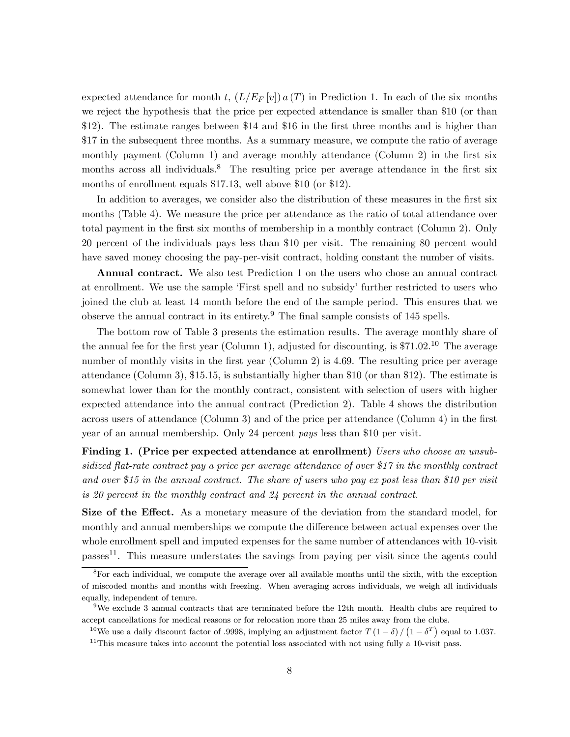expected attendance for month $t$, $(L/E_F[v])\,a(T)$ in Prediction 1. In each of the six months we reject the hypothesis that the price per expected attendance is smaller than \$10 (or than \$12). The estimate ranges between \$14 and \$16 in the first three months and is higher than \$17 in the subsequent three months. As a summary measure, we compute the ratio of average monthly payment (Column 1) and average monthly attendance (Column 2) in the first six months across all individuals.[8] The resulting price per average attendance in the first six months of enrollment equals \$17.13, well above \$10 (or \$12).

In addition to averages, we consider also the distribution of these measures in the first six months (Table 4). We measure the price per attendance as the ratio of total attendance over total payment in the first six months of membership in a monthly contract (Column 2). Only 20 percent of the individuals pays less than \$10 per visit. The remaining 80 percent would have saved money choosing the pay-per-visit contract, holding constant the number of visits.

**Annual contract.** We also test Prediction 1 on the users who chose an annual contract at enrollment. We use the sample 'First spell and no subsidy' further restricted to users who joined the club at least 14 month before the end of the sample period. This ensures that we observe the annual contract in its entirety.[9] The final sample consists of 145 spells.

The bottom row of Table 3 presents the estimation results. The average monthly share of the annual fee for the first year (Column 1), adjusted for discounting, is \$71.02.[10] The average number of monthly visits in the first year (Column 2) is 4.69. The resulting price per average attendance (Column 3), \$15.15, is substantially higher than \$10 (or than \$12). The estimate is somewhat lower than for the monthly contract, consistent with selection of users with higher expected attendance into the annual contract (Prediction 2). Table 4 shows the distribution across users of attendance (Column 3) and of the price per attendance (Column 4) in the first year of an annual membership. Only 24 percent *pays* less than \$10 per visit.

**Finding 1. (Price per expected attendance at enrollment)** *Users who choose an unsubsidized flat-rate contract pay a price per average attendance of over \$17 in the monthly contract and over \$15 in the annual contract. The share of users who pay ex post less than \$10 per visit is 20 percent in the monthly contract and 24 percent in the annual contract.*

**Size of the Effect.** As a monetary measure of the deviation from the standard model, for monthly and annual memberships we compute the difference between actual expenses over the whole enrollment spell and imputed expenses for the same number of attendances with 10-visit passes[11]. This measure understates the savings from paying per visit since the agents could

[8] For each individual, we compute the average over all available months until the sixth, with the exception of miscoded months and months with freezing. When averaging across individuals, we weigh all individuals equally, independent of tenure.

[9] We exclude 3 annual contracts that are terminated before the 12th month. Health clubs are required to accept cancellations for medical reasons or for relocation more than 25 miles away from the clubs.

[10] We use a daily discount factor of .9998, implying an adjustment factor $T(1-\delta)/\left(1-\delta^T\right)$ equal to 1.037.

[11] This measure takes into account the potential loss associated with not using fully a 10-visit pass.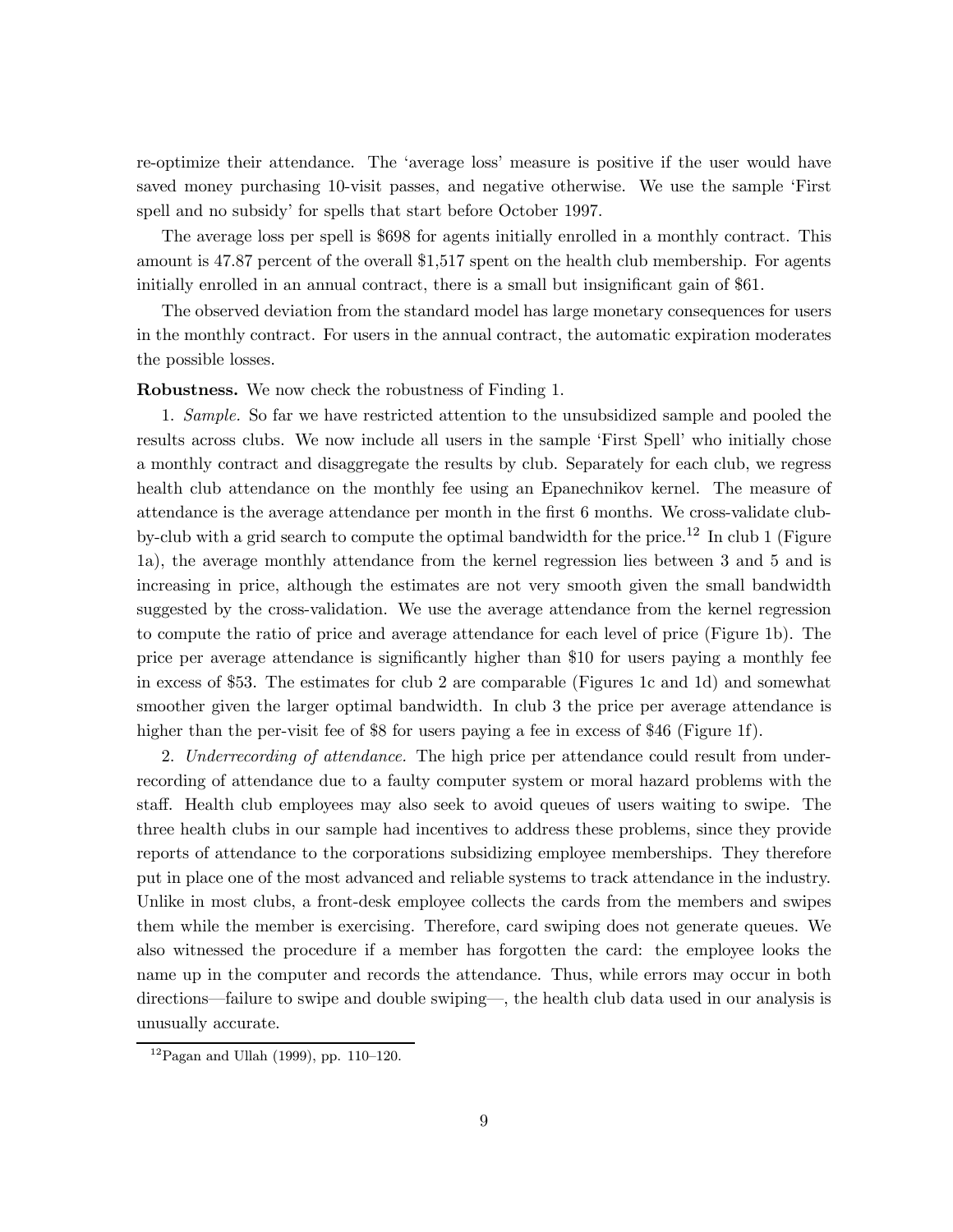re-optimize their attendance. The 'average loss' measure is positive if the user would have saved money purchasing 10-visit passes, and negative otherwise. We use the sample 'First spell and no subsidy' for spells that start before October 1997.

The average loss per spell is $698 for agents initially enrolled in a monthly contract. This amount is 47.87 percent of the overall $1,517 spent on the health club membership. For agents initially enrolled in an annual contract, there is a small but insignificant gain of $61.

The observed deviation from the standard model has large monetary consequences for users in the monthly contract. For users in the annual contract, the automatic expiration moderates the possible losses.

**Robustness.** We now check the robustness of Finding 1.

1. *Sample.* So far we have restricted attention to the unsubsidized sample and pooled the results across clubs. We now include all users in the sample 'First Spell' who initially chose a monthly contract and disaggregate the results by club. Separately for each club, we regress health club attendance on the monthly fee using an Epanechnikov kernel. The measure of attendance is the average attendance per month in the first 6 months. We cross-validate club-by-club with a grid search to compute the optimal bandwidth for the price.[12] In club 1 (Figure 1a), the average monthly attendance from the kernel regression lies between 3 and 5 and is increasing in price, although the estimates are not very smooth given the small bandwidth suggested by the cross-validation. We use the average attendance from the kernel regression to compute the ratio of price and average attendance for each level of price (Figure 1b). The price per average attendance is significantly higher than $10 for users paying a monthly fee in excess of $53. The estimates for club 2 are comparable (Figures 1c and 1d) and somewhat smoother given the larger optimal bandwidth. In club 3 the price per average attendance is higher than the per-visit fee of $8 for users paying a fee in excess of $46 (Figure 1f).

2. *Underrecording of attendance.* The high price per attendance could result from underrecording of attendance due to a faulty computer system or moral hazard problems with the staff. Health club employees may also seek to avoid queues of users waiting to swipe. The three health clubs in our sample had incentives to address these problems, since they provide reports of attendance to the corporations subsidizing employee memberships. They therefore put in place one of the most advanced and reliable systems to track attendance in the industry. Unlike in most clubs, a front-desk employee collects the cards from the members and swipes them while the member is exercising. Therefore, card swiping does not generate queues. We also witnessed the procedure if a member has forgotten the card: the employee looks the name up in the computer and records the attendance. Thus, while errors may occur in both directions—failure to swipe and double swiping—, the health club data used in our analysis is unusually accurate.

[12] Pagan and Ullah (1999), pp. 110–120.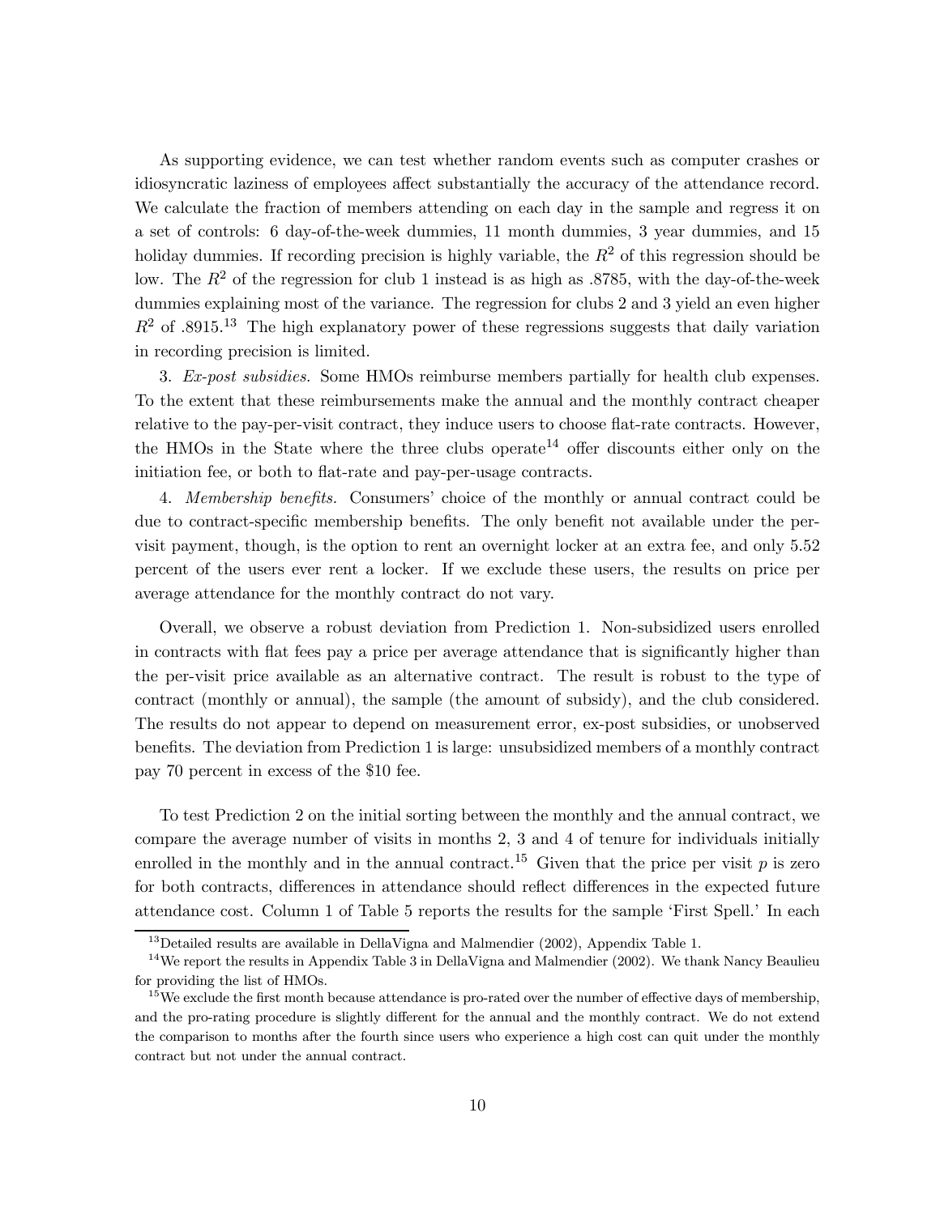As supporting evidence, we can test whether random events such as computer crashes or idiosyncratic laziness of employees affect substantially the accuracy of the attendance record. We calculate the fraction of members attending on each day in the sample and regress it on a set of controls: 6 day-of-the-week dummies, 11 month dummies, 3 year dummies, and 15 holiday dummies. If recording precision is highly variable, the $R^2$ of this regression should be low. The $R^2$ of the regression for club 1 instead is as high as .8785, with the day-of-the-week dummies explaining most of the variance. The regression for clubs 2 and 3 yield an even higher $R^2$ of .8915.[13] The high explanatory power of these regressions suggests that daily variation in recording precision is limited.

3. *Ex-post subsidies.* Some HMOs reimburse members partially for health club expenses. To the extent that these reimbursements make the annual and the monthly contract cheaper relative to the pay-per-visit contract, they induce users to choose flat-rate contracts. However, the HMOs in the State where the three clubs operate[14] offer discounts either only on the initiation fee, or both to flat-rate and pay-per-usage contracts.

4. *Membership benefits.* Consumers' choice of the monthly or annual contract could be due to contract-specific membership benefits. The only benefit not available under the per-visit payment, though, is the option to rent an overnight locker at an extra fee, and only 5.52 percent of the users ever rent a locker. If we exclude these users, the results on price per average attendance for the monthly contract do not vary.

Overall, we observe a robust deviation from Prediction 1. Non-subsidized users enrolled in contracts with flat fees pay a price per average attendance that is significantly higher than the per-visit price available as an alternative contract. The result is robust to the type of contract (monthly or annual), the sample (the amount of subsidy), and the club considered. The results do not appear to depend on measurement error, ex-post subsidies, or unobserved benefits. The deviation from Prediction 1 is large: unsubsidized members of a monthly contract pay 70 percent in excess of the $10 fee.

To test Prediction 2 on the initial sorting between the monthly and the annual contract, we compare the average number of visits in months 2, 3 and 4 of tenure for individuals initially enrolled in the monthly and in the annual contract.[15] Given that the price per visit $p$ is zero for both contracts, differences in attendance should reflect differences in the expected future attendance cost. Column 1 of Table 5 reports the results for the sample 'First Spell.' In each

---

[13] Detailed results are available in DellaVigna and Malmendier (2002), Appendix Table 1.

[14] We report the results in Appendix Table 3 in DellaVigna and Malmendier (2002). We thank Nancy Beaulieu for providing the list of HMOs.

[15] We exclude the first month because attendance is pro-rated over the number of effective days of membership, and the pro-rating procedure is slightly different for the annual and the monthly contract. We do not extend the comparison to months after the fourth since users who experience a high cost can quit under the monthly contract but not under the annual contract.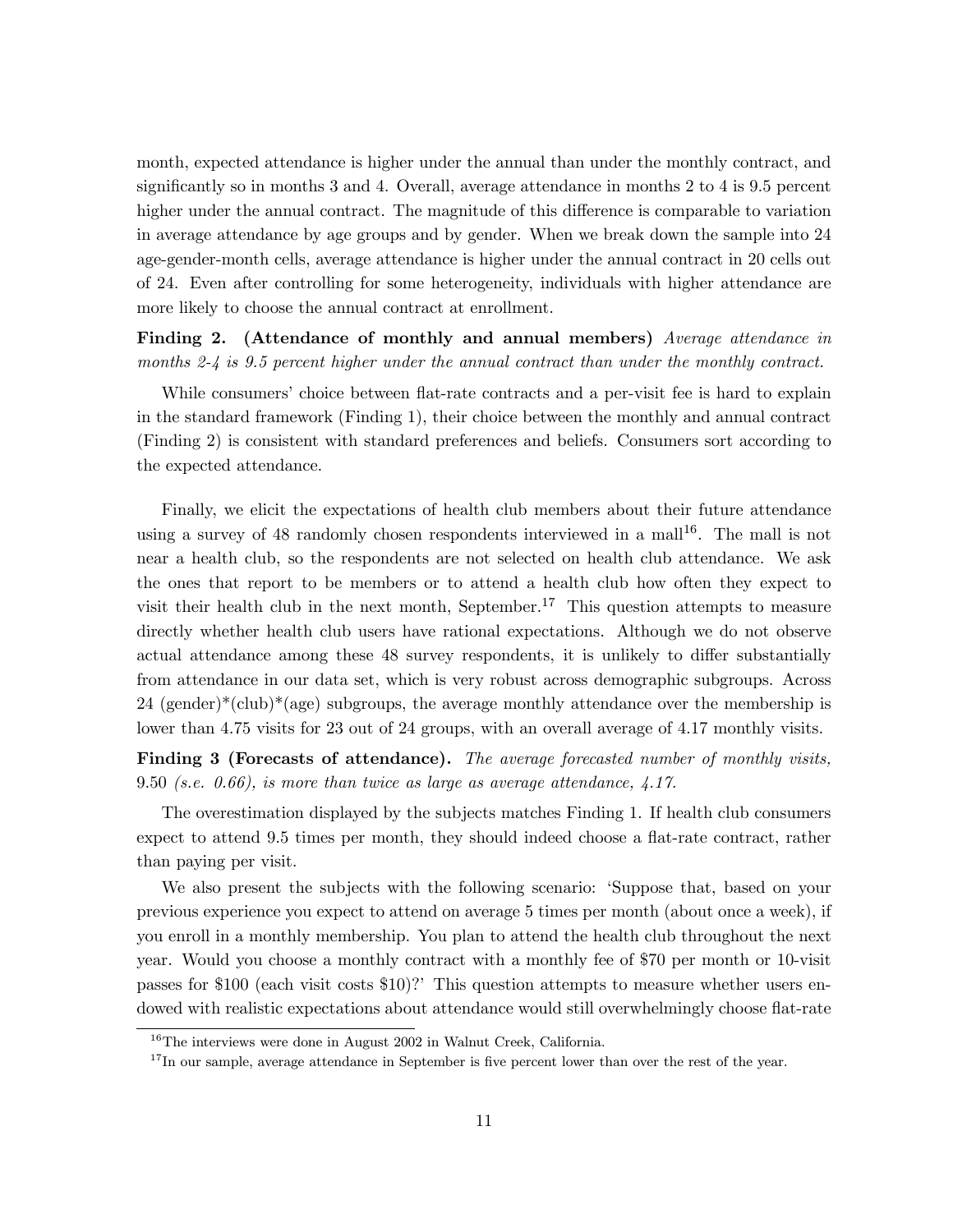month, expected attendance is higher under the annual than under the monthly contract, and significantly so in months 3 and 4. Overall, average attendance in months 2 to 4 is 9.5 percent higher under the annual contract. The magnitude of this difference is comparable to variation in average attendance by age groups and by gender. When we break down the sample into 24 age-gender-month cells, average attendance is higher under the annual contract in 20 cells out of 24. Even after controlling for some heterogeneity, individuals with higher attendance are more likely to choose the annual contract at enrollment.

**Finding 2. (Attendance of monthly and annual members)** *Average attendance in months 2-4 is 9.5 percent higher under the annual contract than under the monthly contract.*

While consumers' choice between flat-rate contracts and a per-visit fee is hard to explain in the standard framework (Finding 1), their choice between the monthly and annual contract (Finding 2) is consistent with standard preferences and beliefs. Consumers sort according to the expected attendance.

Finally, we elicit the expectations of health club members about their future attendance using a survey of 48 randomly chosen respondents interviewed in a mall[16]. The mall is not near a health club, so the respondents are not selected on health club attendance. We ask the ones that report to be members or to attend a health club how often they expect to visit their health club in the next month, September.[17] This question attempts to measure directly whether health club users have rational expectations. Although we do not observe actual attendance among these 48 survey respondents, it is unlikely to differ substantially from attendance in our data set, which is very robust across demographic subgroups. Across 24 (gender)*(club)*(age) subgroups, the average monthly attendance over the membership is lower than 4.75 visits for 23 out of 24 groups, with an overall average of 4.17 monthly visits.

**Finding 3 (Forecasts of attendance).** *The average forecasted number of monthly visits,* 9.50 *(s.e. 0.66), is more than twice as large as average attendance, 4.17.*

The overestimation displayed by the subjects matches Finding 1. If health club consumers expect to attend 9.5 times per month, they should indeed choose a flat-rate contract, rather than paying per visit.

We also present the subjects with the following scenario: 'Suppose that, based on your previous experience you expect to attend on average 5 times per month (about once a week), if you enroll in a monthly membership. You plan to attend the health club throughout the next year. Would you choose a monthly contract with a monthly fee of $70 per month or 10-visit passes for $100 (each visit costs $10)?' This question attempts to measure whether users endowed with realistic expectations about attendance would still overwhelmingly choose flat-rate

[16]The interviews were done in August 2002 in Walnut Creek, California.

[17]In our sample, average attendance in September is five percent lower than over the rest of the year.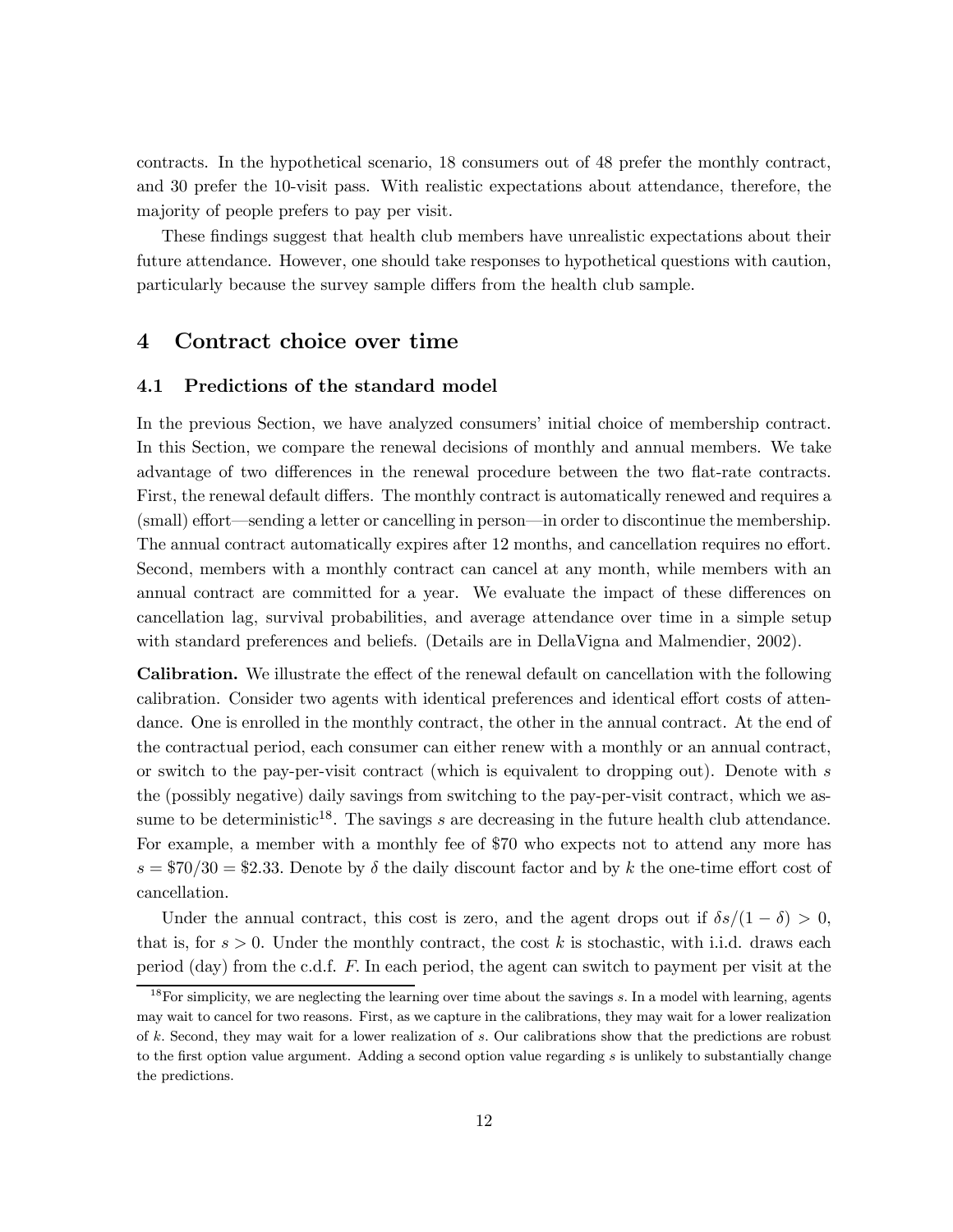contracts. In the hypothetical scenario, 18 consumers out of 48 prefer the monthly contract, and 30 prefer the 10-visit pass. With realistic expectations about attendance, therefore, the majority of people prefers to pay per visit.

These findings suggest that health club members have unrealistic expectations about their future attendance. However, one should take responses to hypothetical questions with caution, particularly because the survey sample differs from the health club sample.

# 4 Contract choice over time

## 4.1 Predictions of the standard model

In the previous Section, we have analyzed consumers' initial choice of membership contract. In this Section, we compare the renewal decisions of monthly and annual members. We take advantage of two differences in the renewal procedure between the two flat-rate contracts. First, the renewal default differs. The monthly contract is automatically renewed and requires a (small) effort—sending a letter or cancelling in person—in order to discontinue the membership. The annual contract automatically expires after 12 months, and cancellation requires no effort. Second, members with a monthly contract can cancel at any month, while members with an annual contract are committed for a year. We evaluate the impact of these differences on cancellation lag, survival probabilities, and average attendance over time in a simple setup with standard preferences and beliefs. (Details are in DellaVigna and Malmendier, 2002).

**Calibration.** We illustrate the effect of the renewal default on cancellation with the following calibration. Consider two agents with identical preferences and identical effort costs of attendance. One is enrolled in the monthly contract, the other in the annual contract. At the end of the contractual period, each consumer can either renew with a monthly or an annual contract, or switch to the pay-per-visit contract (which is equivalent to dropping out). Denote with $s$ the (possibly negative) daily savings from switching to the pay-per-visit contract, which we assume to be deterministic[18]. The savings $s$ are decreasing in the future health club attendance. For example, a member with a monthly fee of \$70 who expects not to attend any more has $s = \$70/30 = \$2.33$. Denote by $\delta$ the daily discount factor and by $k$ the one-time effort cost of cancellation.

Under the annual contract, this cost is zero, and the agent drops out if $\delta s/(1-\delta) > 0$, that is, for $s > 0$. Under the monthly contract, the cost $k$ is stochastic, with i.i.d. draws each period (day) from the c.d.f. $F$. In each period, the agent can switch to payment per visit at the

[18]For simplicity, we are neglecting the learning over time about the savings $s$. In a model with learning, agents may wait to cancel for two reasons. First, as we capture in the calibrations, they may wait for a lower realization of $k$. Second, they may wait for a lower realization of $s$. Our calibrations show that the predictions are robust to the first option value argument. Adding a second option value regarding $s$ is unlikely to substantially change the predictions.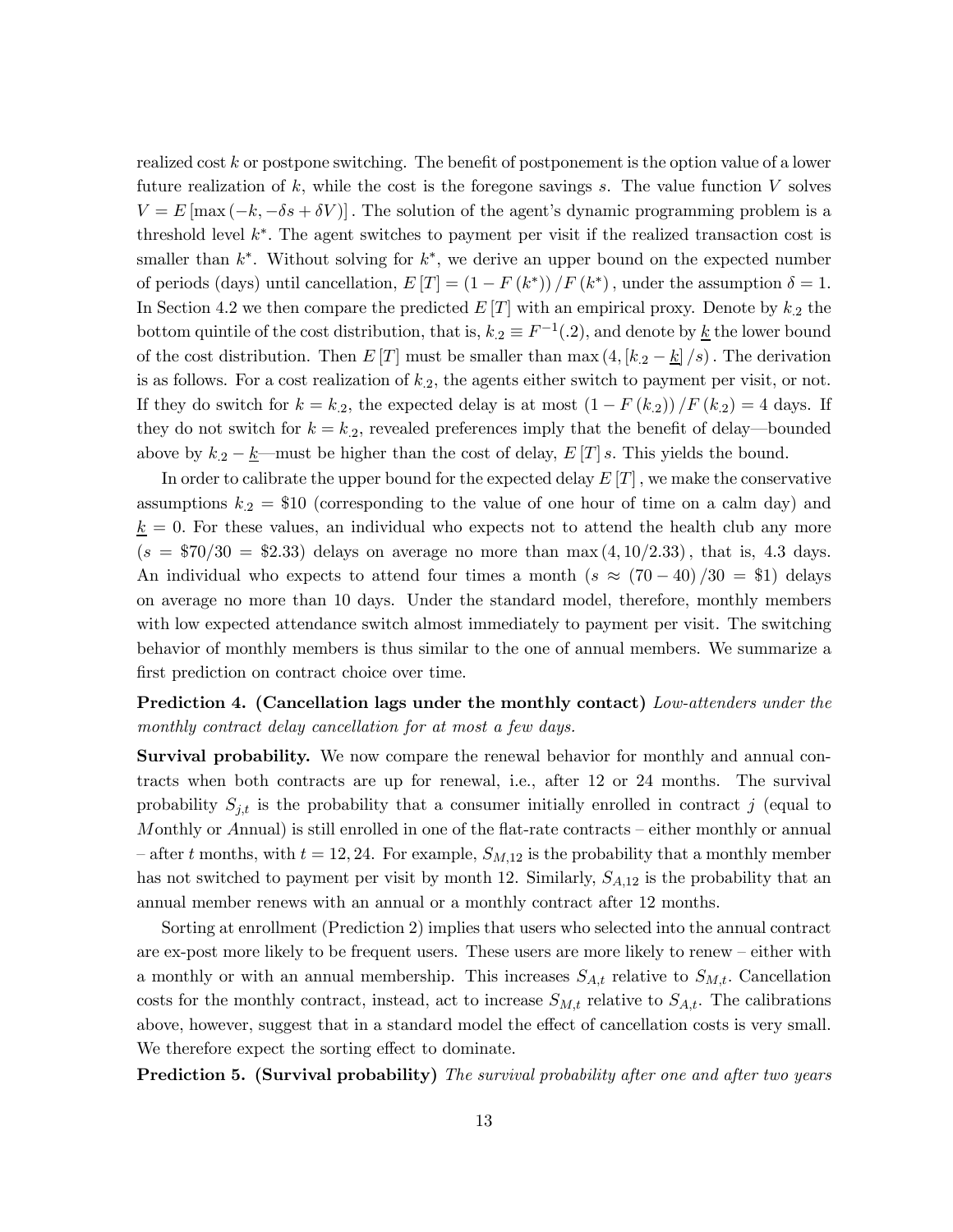realized cost $k$ or postpone switching. The benefit of postponement is the option value of a lower future realization of $k$, while the cost is the foregone savings $s$. The value function $V$ solves $V = E[\max(-k, -\delta s + \delta V)]$. The solution of the agent's dynamic programming problem is a threshold level $k^*$. The agent switches to payment per visit if the realized transaction cost is smaller than $k^*$. Without solving for $k^*$, we derive an upper bound on the expected number of periods (days) until cancellation, $E[T] = (1 - F(k^*))/F(k^*)$, under the assumption $\delta = 1$. In Section 4.2 we then compare the predicted $E[T]$ with an empirical proxy. Denote by $k_{.2}$ the bottom quintile of the cost distribution, that is, $k_{.2} \equiv F^{-1}(.2)$, and denote by $\underline{k}$ the lower bound of the cost distribution. Then $E[T]$ must be smaller than $\max(4, [k_{.2} - \underline{k}]/s)$. The derivation is as follows. For a cost realization of $k_{.2}$, the agents either switch to payment per visit, or not. If they do switch for $k = k_{.2}$, the expected delay is at most $(1 - F(k_{.2}))/F(k_{.2}) = 4$ days. If they do not switch for $k = k_{.2}$, revealed preferences imply that the benefit of delay—bounded above by $k_{.2} - \underline{k}$—must be higher than the cost of delay, $E[T]s$. This yields the bound.

In order to calibrate the upper bound for the expected delay $E[T]$, we make the conservative assumptions $k_{.2} = \$10$ (corresponding to the value of one hour of time on a calm day) and $\underline{k} = 0$. For these values, an individual who expects not to attend the health club any more ($s = \$70/30 = \$2.33$) delays on average no more than $\max(4, 10/2.33)$, that is, 4.3 days. An individual who expects to attend four times a month ($s \approx (70 - 40)/30 = \$1$) delays on average no more than 10 days. Under the standard model, therefore, monthly members with low expected attendance switch almost immediately to payment per visit. The switching behavior of monthly members is thus similar to the one of annual members. We summarize a first prediction on contract choice over time.

**Prediction 4. (Cancellation lags under the monthly contact)** *Low-attenders under the monthly contract delay cancellation for at most a few days.*

**Survival probability.** We now compare the renewal behavior for monthly and annual contracts when both contracts are up for renewal, i.e., after 12 or 24 months. The survival probability $S_{j,t}$ is the probability that a consumer initially enrolled in contract $j$ (equal to $M$onthly or $A$nnual) is still enrolled in one of the flat-rate contracts – either monthly or annual – after $t$ months, with $t = 12, 24$. For example, $S_{M,12}$ is the probability that a monthly member has not switched to payment per visit by month 12. Similarly, $S_{A,12}$ is the probability that an annual member renews with an annual or a monthly contract after 12 months.

Sorting at enrollment (Prediction 2) implies that users who selected into the annual contract are ex-post more likely to be frequent users. These users are more likely to renew – either with a monthly or with an annual membership. This increases $S_{A,t}$ relative to $S_{M,t}$. Cancellation costs for the monthly contract, instead, act to increase $S_{M,t}$ relative to $S_{A,t}$. The calibrations above, however, suggest that in a standard model the effect of cancellation costs is very small. We therefore expect the sorting effect to dominate.

**Prediction 5. (Survival probability)** *The survival probability after one and after two years*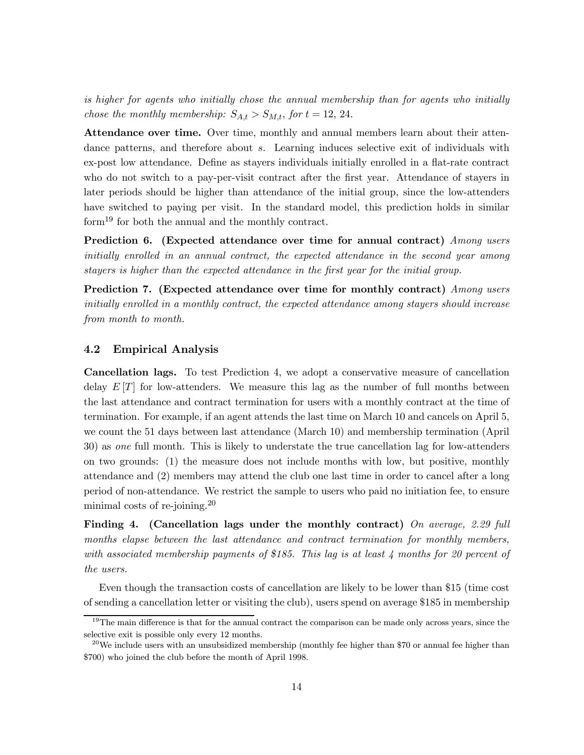*is higher for agents who initially chose the annual membership than for agents who initially chose the monthly membership:* $S_{A,t} > S_{M,t}$, *for* $t = 12$, *24.*

**Attendance over time.** Over time, monthly and annual members learn about their attendance patterns, and therefore about $s$. Learning induces selective exit of individuals with ex-post low attendance. Define as stayers individuals initially enrolled in a flat-rate contract who do not switch to a pay-per-visit contract after the first year. Attendance of stayers in later periods should be higher than attendance of the initial group, since the low-attenders have switched to paying per visit. In the standard model, this prediction holds in similar form[19] for both the annual and the monthly contract.

**Prediction 6. (Expected attendance over time for annual contract)** *Among users initially enrolled in an annual contract, the expected attendance in the second year among stayers is higher than the expected attendance in the first year for the initial group.*

**Prediction 7. (Expected attendance over time for monthly contract)** *Among users initially enrolled in a monthly contract, the expected attendance among stayers should increase from month to month.*

### 4.2 Empirical Analysis

**Cancellation lags.** To test Prediction 4, we adopt a conservative measure of cancellation delay $E[T]$ for low-attenders. We measure this lag as the number of full months between the last attendance and contract termination for users with a monthly contract at the time of termination. For example, if an agent attends the last time on March 10 and cancels on April 5, we count the 51 days between last attendance (March 10) and membership termination (April 30) as *one* full month. This is likely to understate the true cancellation lag for low-attenders on two grounds: (1) the measure does not include months with low, but positive, monthly attendance and (2) members may attend the club one last time in order to cancel after a long period of non-attendance. We restrict the sample to users who paid no initiation fee, to ensure minimal costs of re-joining.[20]

**Finding 4. (Cancellation lags under the monthly contract)** *On average, 2.29 full months elapse between the last attendance and contract termination for monthly members, with associated membership payments of \$185. This lag is at least 4 months for 20 percent of the users.*

Even though the transaction costs of cancellation are likely to be lower than \$15 (time cost of sending a cancellation letter or visiting the club), users spend on average \$185 in membership

---

[19] The main difference is that for the annual contract the comparison can be made only across years, since the selective exit is possible only every 12 months.

[20] We include users with an unsubsidized membership (monthly fee higher than \$70 or annual fee higher than \$700) who joined the club before the month of April 1998.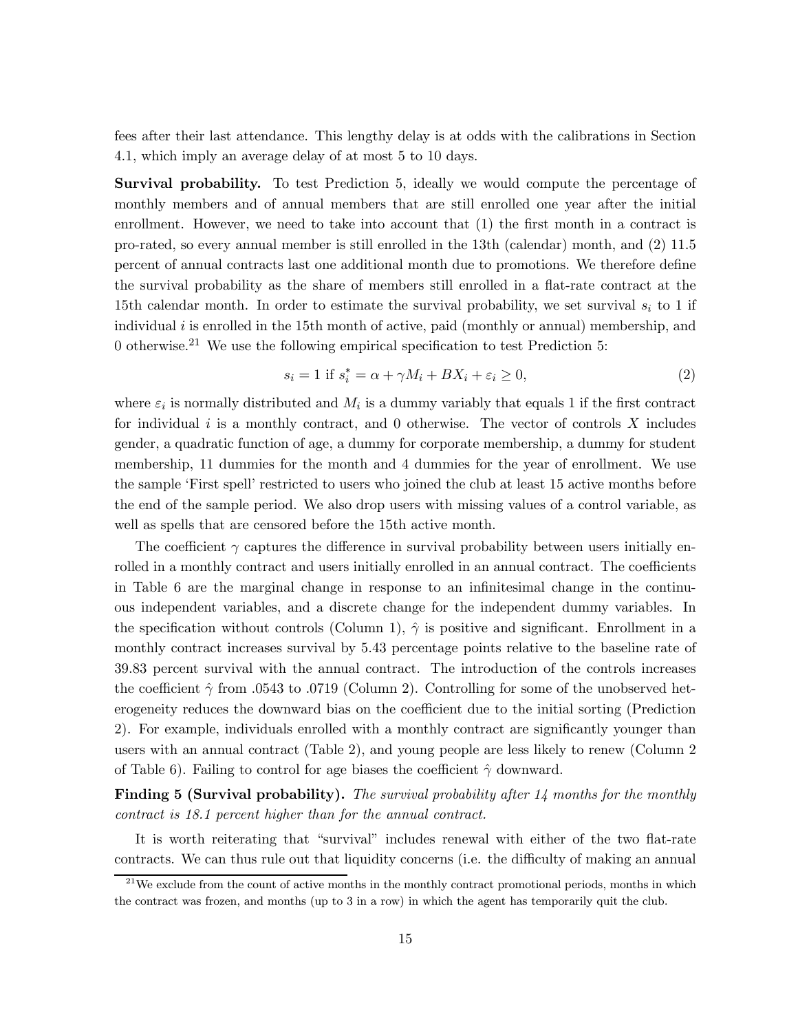fees after their last attendance. This lengthy delay is at odds with the calibrations in Section 4.1, which imply an average delay of at most 5 to 10 days.

**Survival probability.** To test Prediction 5, ideally we would compute the percentage of monthly members and of annual members that are still enrolled one year after the initial enrollment. However, we need to take into account that (1) the first month in a contract is pro-rated, so every annual member is still enrolled in the 13th (calendar) month, and (2) 11.5 percent of annual contracts last one additional month due to promotions. We therefore define the survival probability as the share of members still enrolled in a flat-rate contract at the 15th calendar month. In order to estimate the survival probability, we set survival $s_i$ to 1 if individual $i$ is enrolled in the 15th month of active, paid (monthly or annual) membership, and 0 otherwise.[21] We use the following empirical specification to test Prediction 5:

$$s_i = 1 \text{ if } s_i^* = \alpha + \gamma M_i + BX_i + \varepsilon_i \geq 0, \tag{2}$$

where $\varepsilon_i$ is normally distributed and $M_i$ is a dummy variably that equals 1 if the first contract for individual $i$ is a monthly contract, and 0 otherwise. The vector of controls $X$ includes gender, a quadratic function of age, a dummy for corporate membership, a dummy for student membership, 11 dummies for the month and 4 dummies for the year of enrollment. We use the sample 'First spell' restricted to users who joined the club at least 15 active months before the end of the sample period. We also drop users with missing values of a control variable, as well as spells that are censored before the 15th active month.

The coefficient $\gamma$ captures the difference in survival probability between users initially enrolled in a monthly contract and users initially enrolled in an annual contract. The coefficients in Table 6 are the marginal change in response to an infinitesimal change in the continuous independent variables, and a discrete change for the independent dummy variables. In the specification without controls (Column 1), $\hat{\gamma}$ is positive and significant. Enrollment in a monthly contract increases survival by 5.43 percentage points relative to the baseline rate of 39.83 percent survival with the annual contract. The introduction of the controls increases the coefficient $\hat{\gamma}$ from .0543 to .0719 (Column 2). Controlling for some of the unobserved heterogeneity reduces the downward bias on the coefficient due to the initial sorting (Prediction 2). For example, individuals enrolled with a monthly contract are significantly younger than users with an annual contract (Table 2), and young people are less likely to renew (Column 2 of Table 6). Failing to control for age biases the coefficient $\hat{\gamma}$ downward.

**Finding 5 (Survival probability).** *The survival probability after 14 months for the monthly contract is 18.1 percent higher than for the annual contract.*

It is worth reiterating that "survival" includes renewal with either of the two flat-rate contracts. We can thus rule out that liquidity concerns (i.e. the difficulty of making an annual

[21] We exclude from the count of active months in the monthly contract promotional periods, months in which the contract was frozen, and months (up to 3 in a row) in which the agent has temporarily quit the club.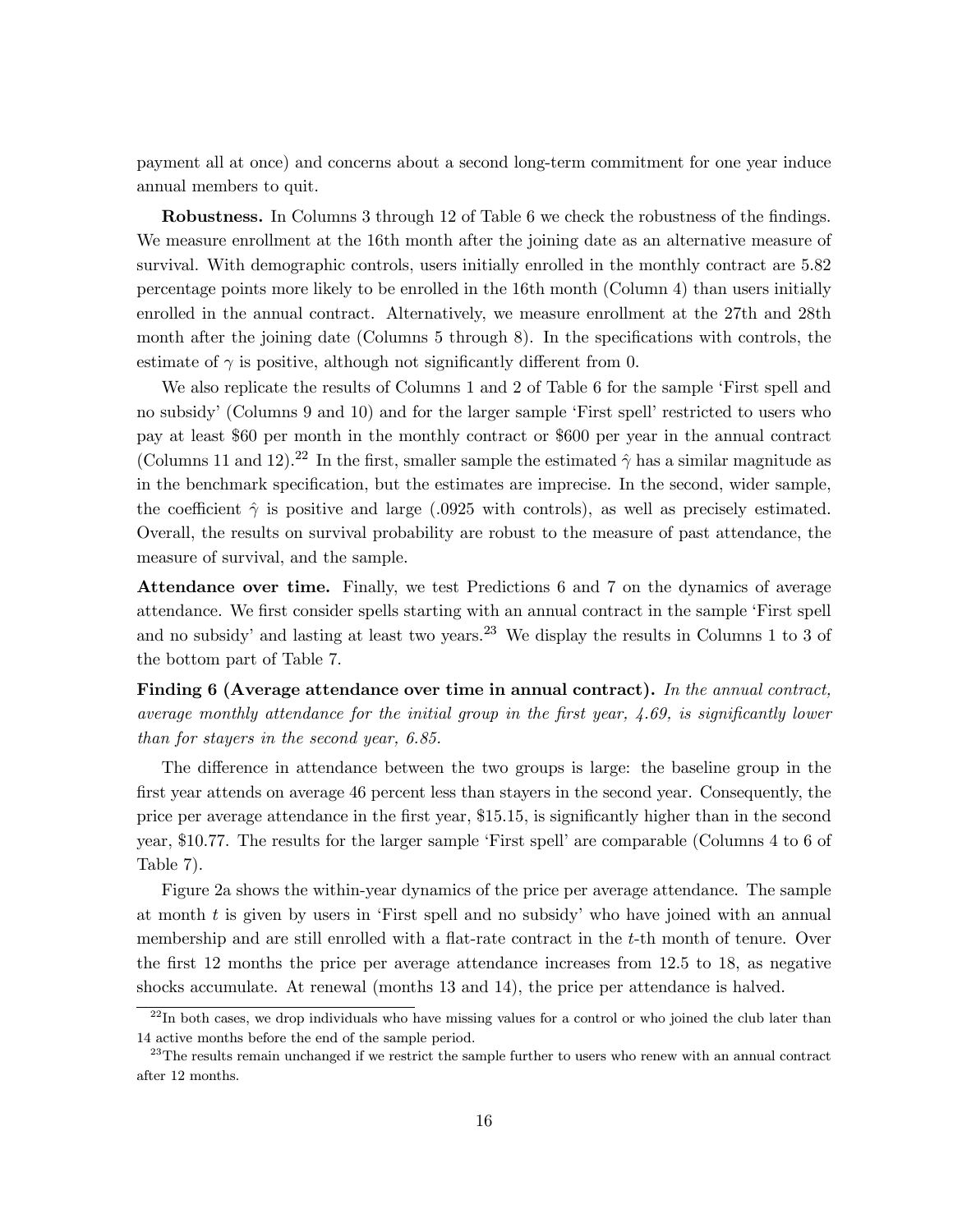payment all at once) and concerns about a second long-term commitment for one year induce annual members to quit.

**Robustness.** In Columns 3 through 12 of Table 6 we check the robustness of the findings. We measure enrollment at the 16th month after the joining date as an alternative measure of survival. With demographic controls, users initially enrolled in the monthly contract are 5.82 percentage points more likely to be enrolled in the 16th month (Column 4) than users initially enrolled in the annual contract. Alternatively, we measure enrollment at the 27th and 28th month after the joining date (Columns 5 through 8). In the specifications with controls, the estimate of $\gamma$ is positive, although not significantly different from 0.

We also replicate the results of Columns 1 and 2 of Table 6 for the sample 'First spell and no subsidy' (Columns 9 and 10) and for the larger sample 'First spell' restricted to users who pay at least \$60 per month in the monthly contract or \$600 per year in the annual contract (Columns 11 and 12).[22] In the first, smaller sample the estimated $\hat{\gamma}$ has a similar magnitude as in the benchmark specification, but the estimates are imprecise. In the second, wider sample, the coefficient $\hat{\gamma}$ is positive and large (.0925 with controls), as well as precisely estimated. Overall, the results on survival probability are robust to the measure of past attendance, the measure of survival, and the sample.

**Attendance over time.** Finally, we test Predictions 6 and 7 on the dynamics of average attendance. We first consider spells starting with an annual contract in the sample 'First spell and no subsidy' and lasting at least two years.[23] We display the results in Columns 1 to 3 of the bottom part of Table 7.

**Finding 6 (Average attendance over time in annual contract).** *In the annual contract, average monthly attendance for the initial group in the first year, 4.69, is significantly lower than for stayers in the second year, 6.85.*

The difference in attendance between the two groups is large: the baseline group in the first year attends on average 46 percent less than stayers in the second year. Consequently, the price per average attendance in the first year, \$15.15, is significantly higher than in the second year, \$10.77. The results for the larger sample 'First spell' are comparable (Columns 4 to 6 of Table 7).

Figure 2a shows the within-year dynamics of the price per average attendance. The sample at month $t$ is given by users in 'First spell and no subsidy' who have joined with an annual membership and are still enrolled with a flat-rate contract in the $t$-th month of tenure. Over the first 12 months the price per average attendance increases from 12.5 to 18, as negative shocks accumulate. At renewal (months 13 and 14), the price per attendance is halved.

[22] In both cases, we drop individuals who have missing values for a control or who joined the club later than 14 active months before the end of the sample period.

[23] The results remain unchanged if we restrict the sample further to users who renew with an annual contract after 12 months.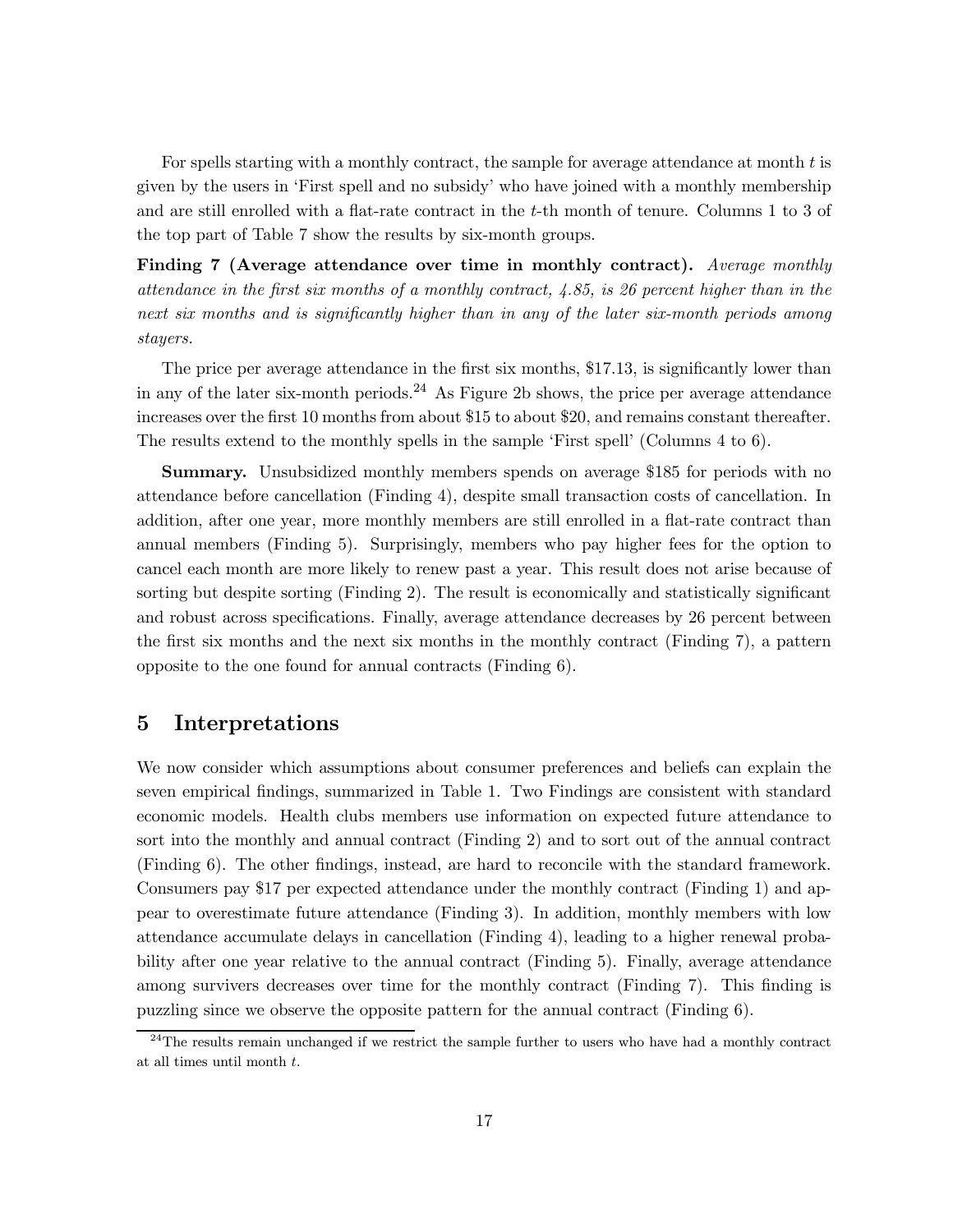For spells starting with a monthly contract, the sample for average attendance at month $t$ is given by the users in 'First spell and no subsidy' who have joined with a monthly membership and are still enrolled with a flat-rate contract in the $t$-th month of tenure. Columns 1 to 3 of the top part of Table 7 show the results by six-month groups.

**Finding 7 (Average attendance over time in monthly contract).** *Average monthly attendance in the first six months of a monthly contract, 4.85, is 26 percent higher than in the next six months and is significantly higher than in any of the later six-month periods among stayers.*

The price per average attendance in the first six months, \$17.13, is significantly lower than in any of the later six-month periods.[24] As Figure 2b shows, the price per average attendance increases over the first 10 months from about \$15 to about \$20, and remains constant thereafter. The results extend to the monthly spells in the sample 'First spell' (Columns 4 to 6).

**Summary.** Unsubsidized monthly members spends on average \$185 for periods with no attendance before cancellation (Finding 4), despite small transaction costs of cancellation. In addition, after one year, more monthly members are still enrolled in a flat-rate contract than annual members (Finding 5). Surprisingly, members who pay higher fees for the option to cancel each month are more likely to renew past a year. This result does not arise because of sorting but despite sorting (Finding 2). The result is economically and statistically significant and robust across specifications. Finally, average attendance decreases by 26 percent between the first six months and the next six months in the monthly contract (Finding 7), a pattern opposite to the one found for annual contracts (Finding 6).

## 5 Interpretations

We now consider which assumptions about consumer preferences and beliefs can explain the seven empirical findings, summarized in Table 1. Two Findings are consistent with standard economic models. Health clubs members use information on expected future attendance to sort into the monthly and annual contract (Finding 2) and to sort out of the annual contract (Finding 6). The other findings, instead, are hard to reconcile with the standard framework. Consumers pay \$17 per expected attendance under the monthly contract (Finding 1) and appear to overestimate future attendance (Finding 3). In addition, monthly members with low attendance accumulate delays in cancellation (Finding 4), leading to a higher renewal probability after one year relative to the annual contract (Finding 5). Finally, average attendance among survivers decreases over time for the monthly contract (Finding 7). This finding is puzzling since we observe the opposite pattern for the annual contract (Finding 6).

[24] The results remain unchanged if we restrict the sample further to users who have had a monthly contract at all times until month $t$.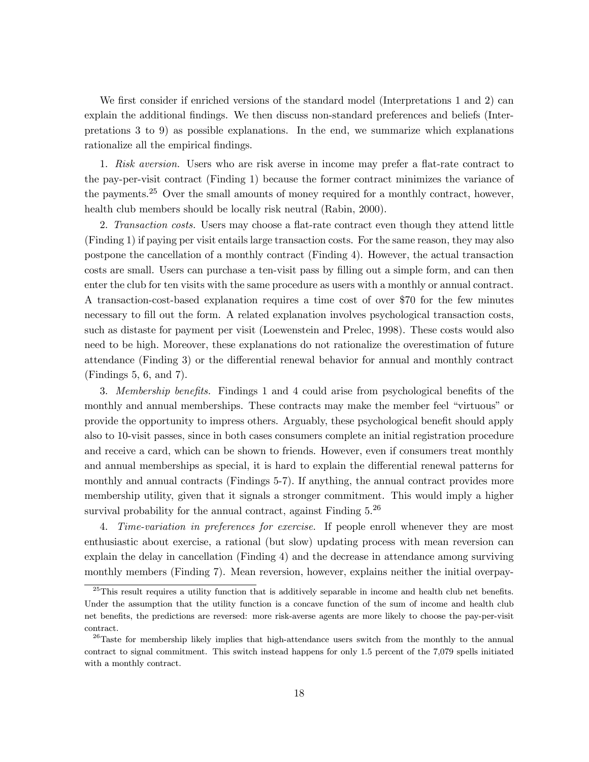We first consider if enriched versions of the standard model (Interpretations 1 and 2) can explain the additional findings. We then discuss non-standard preferences and beliefs (Interpretations 3 to 9) as possible explanations. In the end, we summarize which explanations rationalize all the empirical findings.

1. *Risk aversion.* Users who are risk averse in income may prefer a flat-rate contract to the pay-per-visit contract (Finding 1) because the former contract minimizes the variance of the payments.[25] Over the small amounts of money required for a monthly contract, however, health club members should be locally risk neutral (Rabin, 2000).

2. *Transaction costs.* Users may choose a flat-rate contract even though they attend little (Finding 1) if paying per visit entails large transaction costs. For the same reason, they may also postpone the cancellation of a monthly contract (Finding 4). However, the actual transaction costs are small. Users can purchase a ten-visit pass by filling out a simple form, and can then enter the club for ten visits with the same procedure as users with a monthly or annual contract. A transaction-cost-based explanation requires a time cost of over \$70 for the few minutes necessary to fill out the form. A related explanation involves psychological transaction costs, such as distaste for payment per visit (Loewenstein and Prelec, 1998). These costs would also need to be high. Moreover, these explanations do not rationalize the overestimation of future attendance (Finding 3) or the differential renewal behavior for annual and monthly contract (Findings 5, 6, and 7).

3. *Membership benefits.* Findings 1 and 4 could arise from psychological benefits of the monthly and annual memberships. These contracts may make the member feel "virtuous" or provide the opportunity to impress others. Arguably, these psychological benefit should apply also to 10-visit passes, since in both cases consumers complete an initial registration procedure and receive a card, which can be shown to friends. However, even if consumers treat monthly and annual memberships as special, it is hard to explain the differential renewal patterns for monthly and annual contracts (Findings 5-7). If anything, the annual contract provides more membership utility, given that it signals a stronger commitment. This would imply a higher survival probability for the annual contract, against Finding 5.[26]

4. *Time-variation in preferences for exercise.* If people enroll whenever they are most enthusiastic about exercise, a rational (but slow) updating process with mean reversion can explain the delay in cancellation (Finding 4) and the decrease in attendance among surviving monthly members (Finding 7). Mean reversion, however, explains neither the initial overpay-

[25] This result requires a utility function that is additively separable in income and health club net benefits. Under the assumption that the utility function is a concave function of the sum of income and health club net benefits, the predictions are reversed: more risk-averse agents are more likely to choose the pay-per-visit contract.

[26] Taste for membership likely implies that high-attendance users switch from the monthly to the annual contract to signal commitment. This switch instead happens for only 1.5 percent of the 7,079 spells initiated with a monthly contract.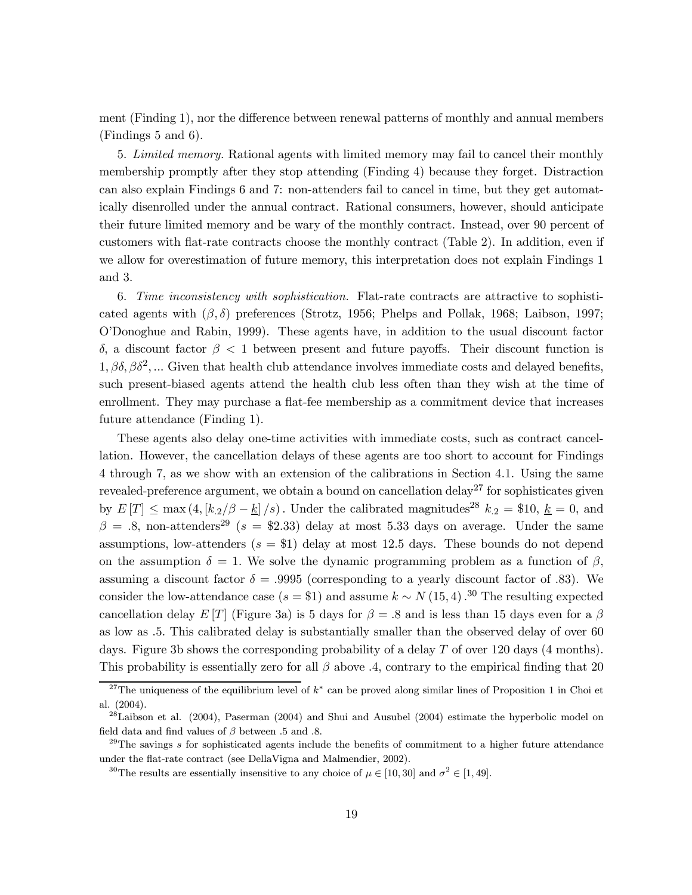ment (Finding 1), nor the difference between renewal patterns of monthly and annual members (Findings 5 and 6).

5. *Limited memory.* Rational agents with limited memory may fail to cancel their monthly membership promptly after they stop attending (Finding 4) because they forget. Distraction can also explain Findings 6 and 7: non-attenders fail to cancel in time, but they get automatically disenrolled under the annual contract. Rational consumers, however, should anticipate their future limited memory and be wary of the monthly contract. Instead, over 90 percent of customers with flat-rate contracts choose the monthly contract (Table 2). In addition, even if we allow for overestimation of future memory, this interpretation does not explain Findings 1 and 3.

6. *Time inconsistency with sophistication.* Flat-rate contracts are attractive to sophisticated agents with $(\beta, \delta)$ preferences (Strotz, 1956; Phelps and Pollak, 1968; Laibson, 1997; O'Donoghue and Rabin, 1999). These agents have, in addition to the usual discount factor $\delta$, a discount factor $\beta < 1$ between present and future payoffs. Their discount function is $1, \beta\delta, \beta\delta^2, \ldots$ Given that health club attendance involves immediate costs and delayed benefits, such present-biased agents attend the health club less often than they wish at the time of enrollment. They may purchase a flat-fee membership as a commitment device that increases future attendance (Finding 1).

These agents also delay one-time activities with immediate costs, such as contract cancellation. However, the cancellation delays of these agents are too short to account for Findings 4 through 7, as we show with an extension of the calibrations in Section 4.1. Using the same revealed-preference argument, we obtain a bound on cancellation delay[27] for sophisticates given by $E[T] \leq \max\left(4, \left[k_{.2}/\beta - \underline{k}\right]/s\right)$. Under the calibrated magnitudes[28] $k_{.2} = \$10$, $\underline{k} = 0$, and $\beta = .8$, non-attenders[29] ($s = \$2.33$) delay at most 5.33 days on average. Under the same assumptions, low-attenders ($s = \$1$) delay at most 12.5 days. These bounds do not depend on the assumption $\delta = 1$. We solve the dynamic programming problem as a function of $\beta$, assuming a discount factor $\delta = .9995$ (corresponding to a yearly discount factor of .83). We consider the low-attendance case ($s = \$1$) and assume $k \sim N(15, 4)$.[30] The resulting expected cancellation delay $E[T]$ (Figure 3a) is 5 days for $\beta = .8$ and is less than 15 days even for a $\beta$ as low as .5. This calibrated delay is substantially smaller than the observed delay of over 60 days. Figure 3b shows the corresponding probability of a delay $T$ of over 120 days (4 months). This probability is essentially zero for all $\beta$ above .4, contrary to the empirical finding that 20

[27] The uniqueness of the equilibrium level of $k^*$ can be proved along similar lines of Proposition 1 in Choi et al. (2004).

[28] Laibson et al. (2004), Paserman (2004) and Shui and Ausubel (2004) estimate the hyperbolic model on field data and find values of $\beta$ between .5 and .8.

[29] The savings $s$ for sophisticated agents include the benefits of commitment to a higher future attendance under the flat-rate contract (see DellaVigna and Malmendier, 2002).

[30] The results are essentially insensitive to any choice of $\mu \in [10, 30]$ and $\sigma^2 \in [1, 49]$.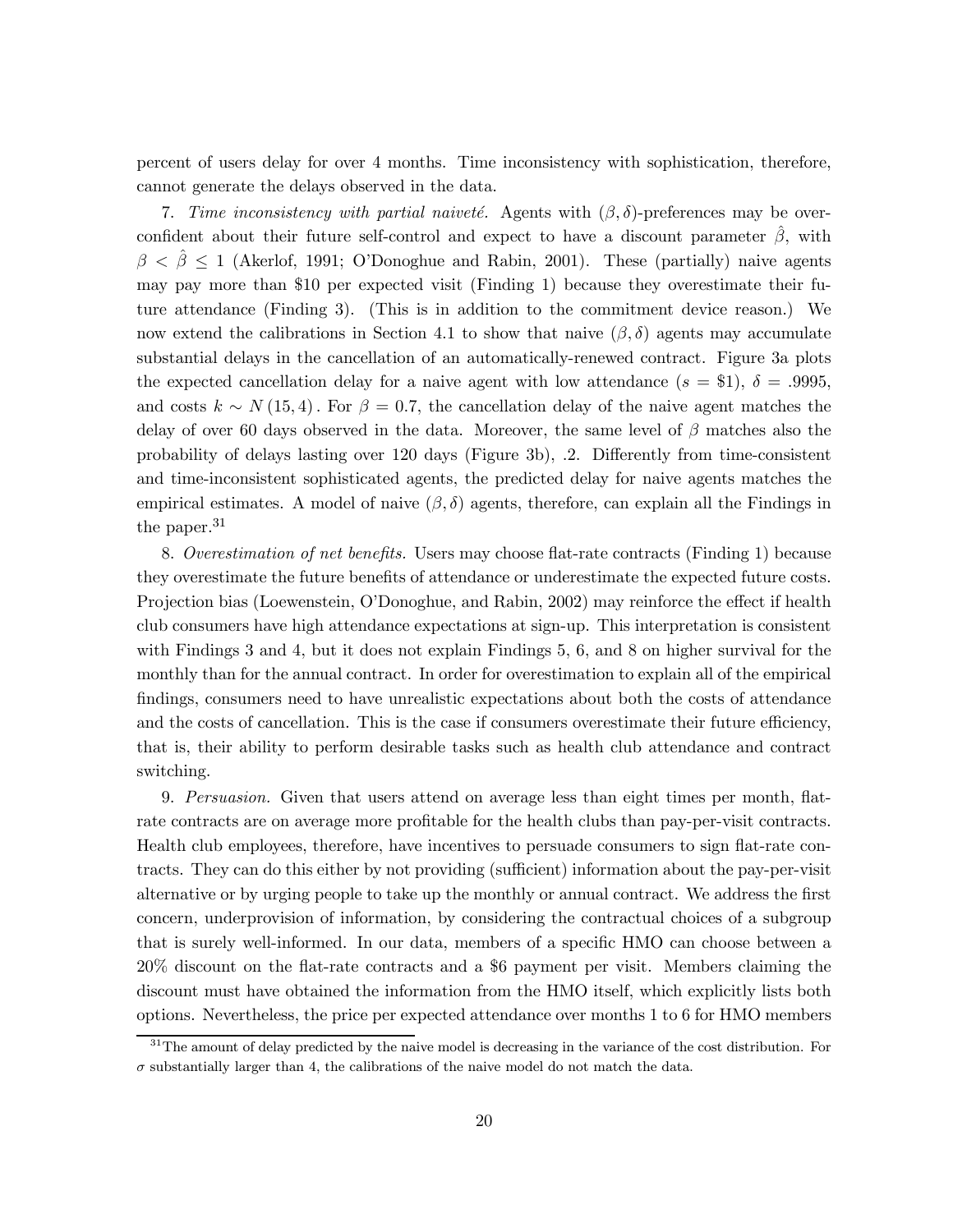percent of users delay for over 4 months. Time inconsistency with sophistication, therefore, cannot generate the delays observed in the data.

7. *Time inconsistency with partial naiveté.* Agents with $(\beta, \delta)$-preferences may be overconfident about their future self-control and expect to have a discount parameter $\hat{\beta}$, with $\beta < \hat{\beta} \leq 1$ (Akerlof, 1991; O'Donoghue and Rabin, 2001). These (partially) naive agents may pay more than \$10 per expected visit (Finding 1) because they overestimate their future attendance (Finding 3). (This is in addition to the commitment device reason.) We now extend the calibrations in Section 4.1 to show that naive $(\beta, \delta)$ agents may accumulate substantial delays in the cancellation of an automatically-renewed contract. Figure 3a plots the expected cancellation delay for a naive agent with low attendance ($s =$ \$1), $\delta = .9995$, and costs $k \sim N(15, 4)$. For $\beta = 0.7$, the cancellation delay of the naive agent matches the delay of over 60 days observed in the data. Moreover, the same level of $\beta$ matches also the probability of delays lasting over 120 days (Figure 3b), .2. Differently from time-consistent and time-inconsistent sophisticated agents, the predicted delay for naive agents matches the empirical estimates. A model of naive $(\beta, \delta)$ agents, therefore, can explain all the Findings in the paper.[31]

8. *Overestimation of net benefits.* Users may choose flat-rate contracts (Finding 1) because they overestimate the future benefits of attendance or underestimate the expected future costs. Projection bias (Loewenstein, O'Donoghue, and Rabin, 2002) may reinforce the effect if health club consumers have high attendance expectations at sign-up. This interpretation is consistent with Findings 3 and 4, but it does not explain Findings 5, 6, and 8 on higher survival for the monthly than for the annual contract. In order for overestimation to explain all of the empirical findings, consumers need to have unrealistic expectations about both the costs of attendance and the costs of cancellation. This is the case if consumers overestimate their future efficiency, that is, their ability to perform desirable tasks such as health club attendance and contract switching.

9. *Persuasion.* Given that users attend on average less than eight times per month, flat-rate contracts are on average more profitable for the health clubs than pay-per-visit contracts. Health club employees, therefore, have incentives to persuade consumers to sign flat-rate contracts. They can do this either by not providing (sufficient) information about the pay-per-visit alternative or by urging people to take up the monthly or annual contract. We address the first concern, underprovision of information, by considering the contractual choices of a subgroup that is surely well-informed. In our data, members of a specific HMO can choose between a 20% discount on the flat-rate contracts and a \$6 payment per visit. Members claiming the discount must have obtained the information from the HMO itself, which explicitly lists both options. Nevertheless, the price per expected attendance over months 1 to 6 for HMO members

[31] The amount of delay predicted by the naive model is decreasing in the variance of the cost distribution. For $\sigma$ substantially larger than 4, the calibrations of the naive model do not match the data.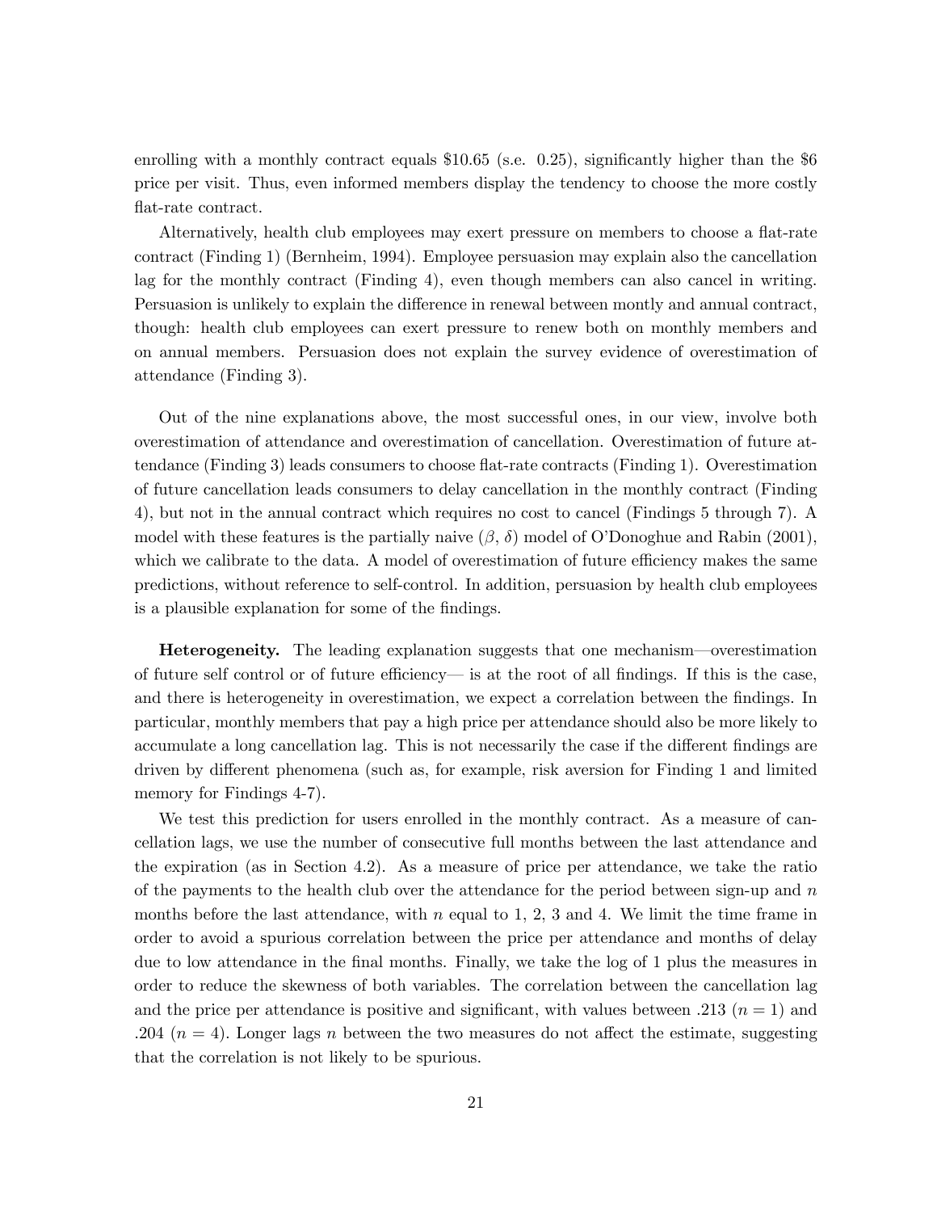enrolling with a monthly contract equals \$10.65 (s.e. 0.25), significantly higher than the \$6 price per visit. Thus, even informed members display the tendency to choose the more costly flat-rate contract.

Alternatively, health club employees may exert pressure on members to choose a flat-rate contract (Finding 1) (Bernheim, 1994). Employee persuasion may explain also the cancellation lag for the monthly contract (Finding 4), even though members can also cancel in writing. Persuasion is unlikely to explain the difference in renewal between montly and annual contract, though: health club employees can exert pressure to renew both on monthly members and on annual members. Persuasion does not explain the survey evidence of overestimation of attendance (Finding 3).

Out of the nine explanations above, the most successful ones, in our view, involve both overestimation of attendance and overestimation of cancellation. Overestimation of future attendance (Finding 3) leads consumers to choose flat-rate contracts (Finding 1). Overestimation of future cancellation leads consumers to delay cancellation in the monthly contract (Finding 4), but not in the annual contract which requires no cost to cancel (Findings 5 through 7). A model with these features is the partially naive ($\beta$, $\delta$) model of O'Donoghue and Rabin (2001), which we calibrate to the data. A model of overestimation of future efficiency makes the same predictions, without reference to self-control. In addition, persuasion by health club employees is a plausible explanation for some of the findings.

**Heterogeneity.** The leading explanation suggests that one mechanism—overestimation of future self control or of future efficiency— is at the root of all findings. If this is the case, and there is heterogeneity in overestimation, we expect a correlation between the findings. In particular, monthly members that pay a high price per attendance should also be more likely to accumulate a long cancellation lag. This is not necessarily the case if the different findings are driven by different phenomena (such as, for example, risk aversion for Finding 1 and limited memory for Findings 4-7).

We test this prediction for users enrolled in the monthly contract. As a measure of cancellation lags, we use the number of consecutive full months between the last attendance and the expiration (as in Section 4.2). As a measure of price per attendance, we take the ratio of the payments to the health club over the attendance for the period between sign-up and $n$ months before the last attendance, with $n$ equal to 1, 2, 3 and 4. We limit the time frame in order to avoid a spurious correlation between the price per attendance and months of delay due to low attendance in the final months. Finally, we take the log of 1 plus the measures in order to reduce the skewness of both variables. The correlation between the cancellation lag and the price per attendance is positive and significant, with values between .213 ($n = 1$) and .204 ($n = 4$). Longer lags $n$ between the two measures do not affect the estimate, suggesting that the correlation is not likely to be spurious.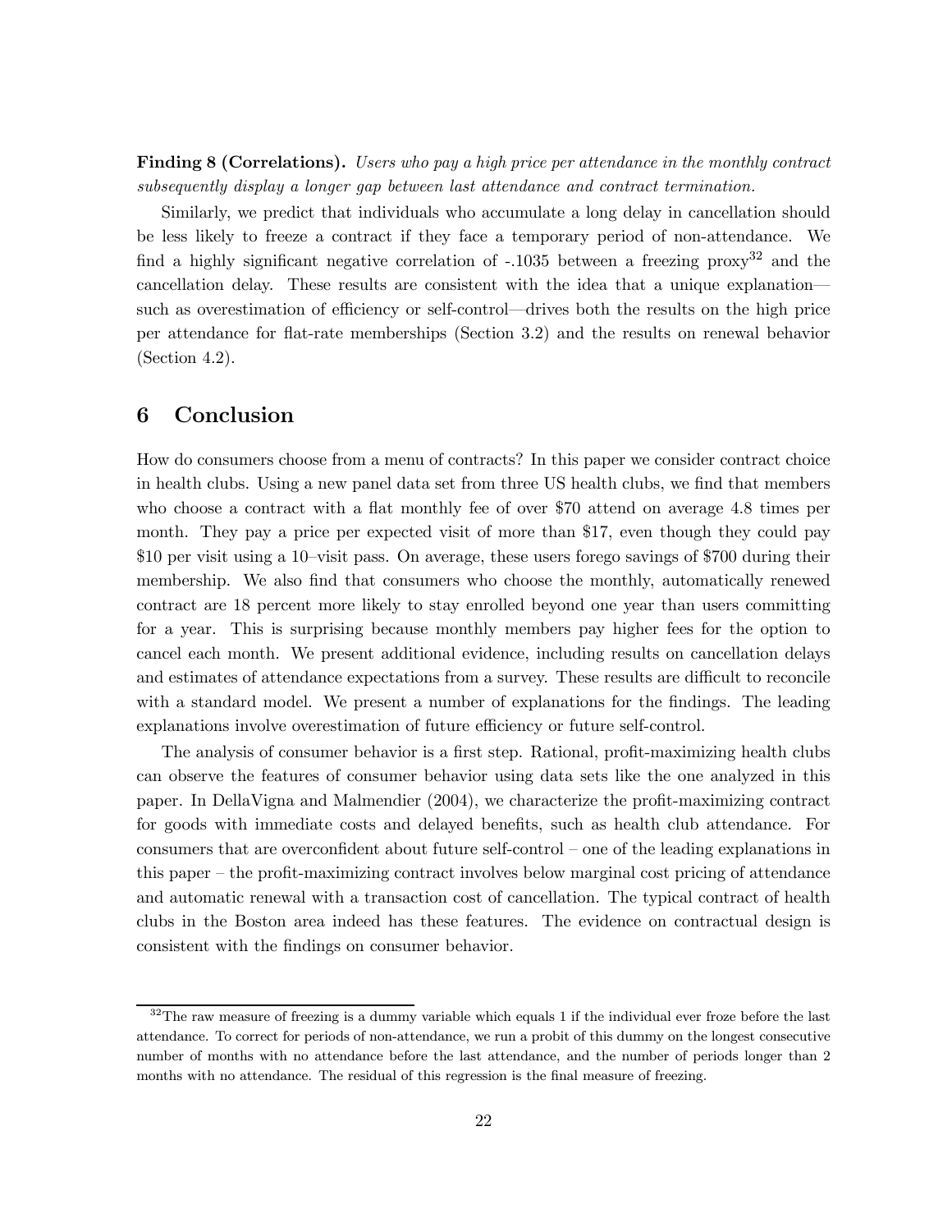**Finding 8 (Correlations).** *Users who pay a high price per attendance in the monthly contract subsequently display a longer gap between last attendance and contract termination.*

Similarly, we predict that individuals who accumulate a long delay in cancellation should be less likely to freeze a contract if they face a temporary period of non-attendance. We find a highly significant negative correlation of -.1035 between a freezing proxy[32] and the cancellation delay. These results are consistent with the idea that a unique explanation—such as overestimation of efficiency or self-control—drives both the results on the high price per attendance for flat-rate memberships (Section 3.2) and the results on renewal behavior (Section 4.2).

## 6 Conclusion

How do consumers choose from a menu of contracts? In this paper we consider contract choice in health clubs. Using a new panel data set from three US health clubs, we find that members who choose a contract with a flat monthly fee of over $70 attend on average 4.8 times per month. They pay a price per expected visit of more than $17, even though they could pay $10 per visit using a 10–visit pass. On average, these users forego savings of $700 during their membership. We also find that consumers who choose the monthly, automatically renewed contract are 18 percent more likely to stay enrolled beyond one year than users committing for a year. This is surprising because monthly members pay higher fees for the option to cancel each month. We present additional evidence, including results on cancellation delays and estimates of attendance expectations from a survey. These results are difficult to reconcile with a standard model. We present a number of explanations for the findings. The leading explanations involve overestimation of future efficiency or future self-control.

The analysis of consumer behavior is a first step. Rational, profit-maximizing health clubs can observe the features of consumer behavior using data sets like the one analyzed in this paper. In DellaVigna and Malmendier (2004), we characterize the profit-maximizing contract for goods with immediate costs and delayed benefits, such as health club attendance. For consumers that are overconfident about future self-control – one of the leading explanations in this paper – the profit-maximizing contract involves below marginal cost pricing of attendance and automatic renewal with a transaction cost of cancellation. The typical contract of health clubs in the Boston area indeed has these features. The evidence on contractual design is consistent with the findings on consumer behavior.

[32]The raw measure of freezing is a dummy variable which equals 1 if the individual ever froze before the last attendance. To correct for periods of non-attendance, we run a probit of this dummy on the longest consecutive number of months with no attendance before the last attendance, and the number of periods longer than 2 months with no attendance. The residual of this regression is the final measure of freezing.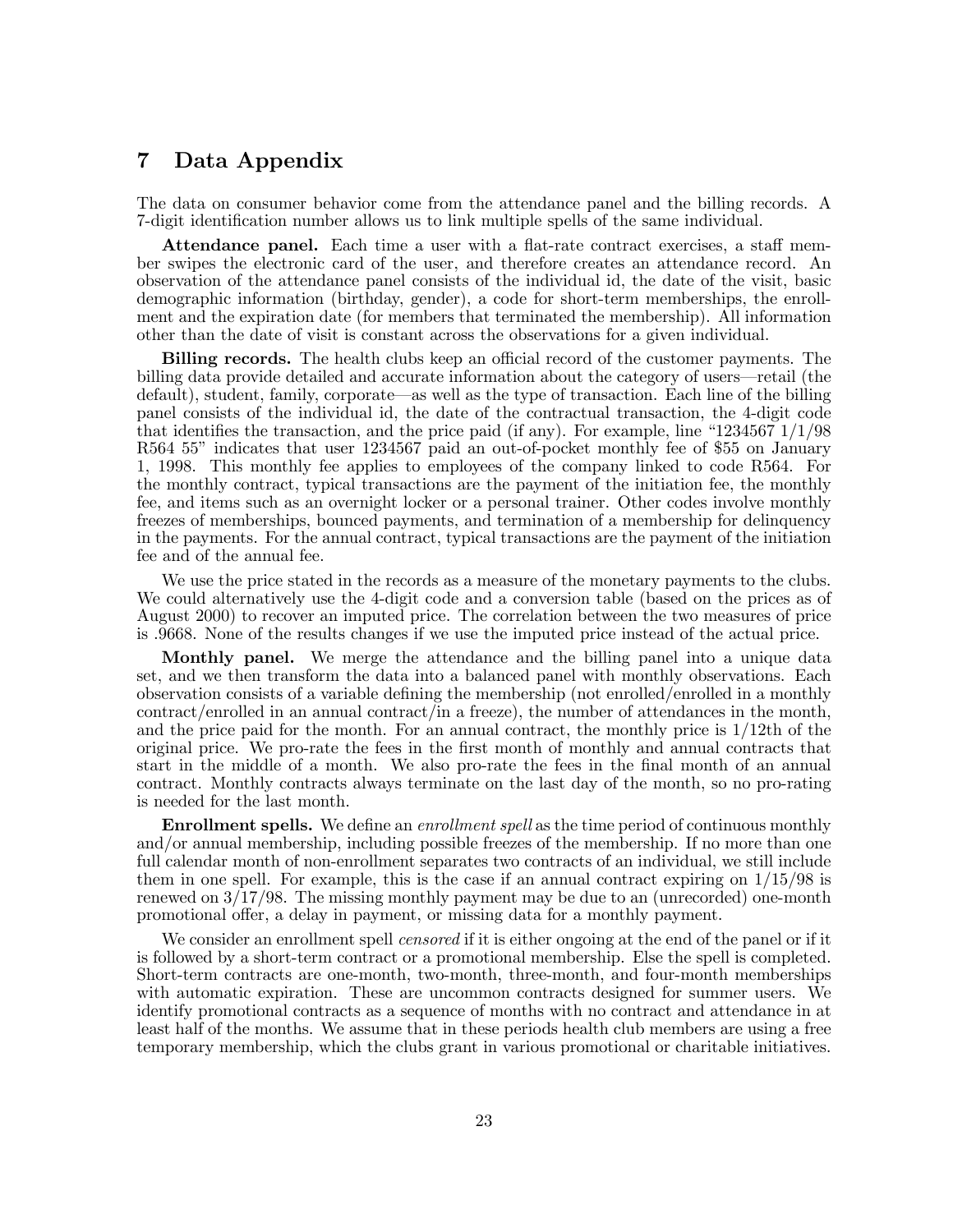# 7 Data Appendix

The data on consumer behavior come from the attendance panel and the billing records. A 7-digit identification number allows us to link multiple spells of the same individual.

**Attendance panel.** Each time a user with a flat-rate contract exercises, a staff member swipes the electronic card of the user, and therefore creates an attendance record. An observation of the attendance panel consists of the individual id, the date of the visit, basic demographic information (birthday, gender), a code for short-term memberships, the enrollment and the expiration date (for members that terminated the membership). All information other than the date of visit is constant across the observations for a given individual.

**Billing records.** The health clubs keep an official record of the customer payments. The billing data provide detailed and accurate information about the category of users—retail (the default), student, family, corporate—as well as the type of transaction. Each line of the billing panel consists of the individual id, the date of the contractual transaction, the 4-digit code that identifies the transaction, and the price paid (if any). For example, line "1234567 1/1/98 R564 55" indicates that user 1234567 paid an out-of-pocket monthly fee of $55 on January 1, 1998. This monthly fee applies to employees of the company linked to code R564. For the monthly contract, typical transactions are the payment of the initiation fee, the monthly fee, and items such as an overnight locker or a personal trainer. Other codes involve monthly freezes of memberships, bounced payments, and termination of a membership for delinquency in the payments. For the annual contract, typical transactions are the payment of the initiation fee and of the annual fee.

We use the price stated in the records as a measure of the monetary payments to the clubs. We could alternatively use the 4-digit code and a conversion table (based on the prices as of August 2000) to recover an imputed price. The correlation between the two measures of price is .9668. None of the results changes if we use the imputed price instead of the actual price.

**Monthly panel.** We merge the attendance and the billing panel into a unique data set, and we then transform the data into a balanced panel with monthly observations. Each observation consists of a variable defining the membership (not enrolled/enrolled in a monthly contract/enrolled in an annual contract/in a freeze), the number of attendances in the month, and the price paid for the month. For an annual contract, the monthly price is 1/12th of the original price. We pro-rate the fees in the first month of monthly and annual contracts that start in the middle of a month. We also pro-rate the fees in the final month of an annual contract. Monthly contracts always terminate on the last day of the month, so no pro-rating is needed for the last month.

**Enrollment spells.** We define an *enrollment spell* as the time period of continuous monthly and/or annual membership, including possible freezes of the membership. If no more than one full calendar month of non-enrollment separates two contracts of an individual, we still include them in one spell. For example, this is the case if an annual contract expiring on 1/15/98 is renewed on 3/17/98. The missing monthly payment may be due to an (unrecorded) one-month promotional offer, a delay in payment, or missing data for a monthly payment.

We consider an enrollment spell *censored* if it is either ongoing at the end of the panel or if it is followed by a short-term contract or a promotional membership. Else the spell is completed. Short-term contracts are one-month, two-month, three-month, and four-month memberships with automatic expiration. These are uncommon contracts designed for summer users. We identify promotional contracts as a sequence of months with no contract and attendance in at least half of the months. We assume that in these periods health club members are using a free temporary membership, which the clubs grant in various promotional or charitable initiatives.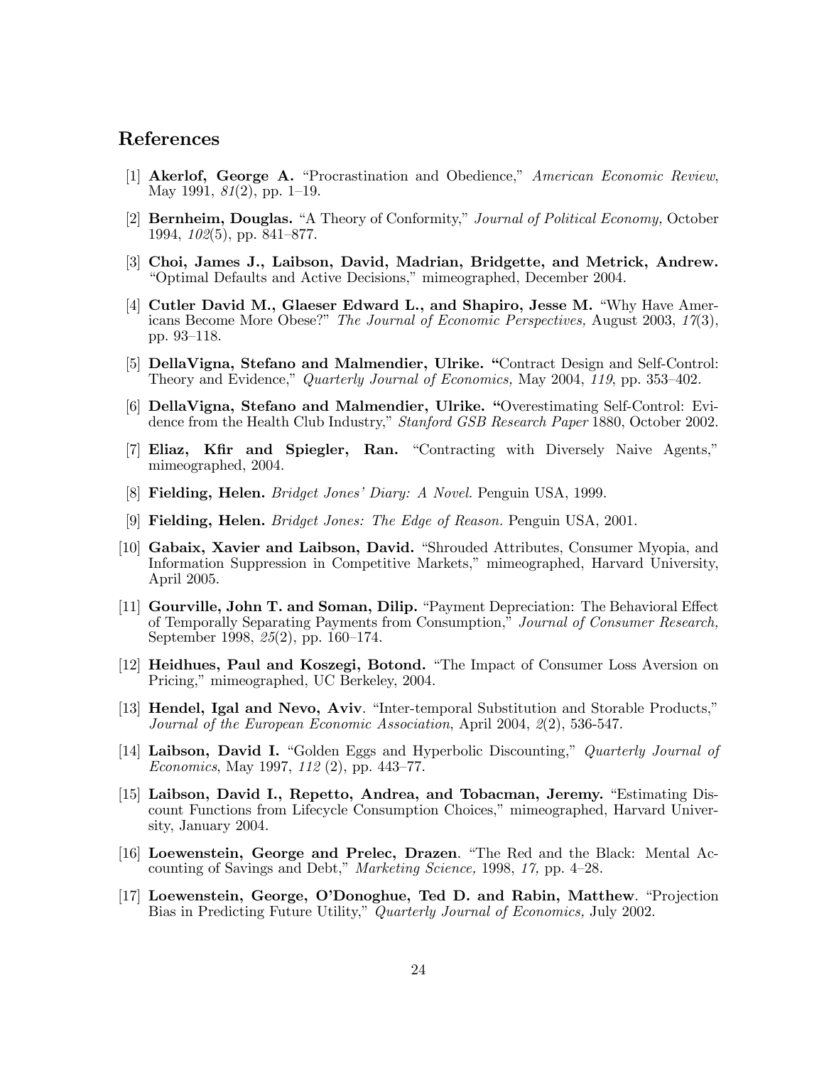## References

[1] **Akerlof, George A.** "Procrastination and Obedience," *American Economic Review*, May 1991, *81*(2), pp. 1–19.

[2] **Bernheim, Douglas.** "A Theory of Conformity," *Journal of Political Economy,* October 1994, *102*(5), pp. 841–877.

[3] **Choi, James J., Laibson, David, Madrian, Bridgette, and Metrick, Andrew.** "Optimal Defaults and Active Decisions," mimeographed, December 2004.

[4] **Cutler David M., Glaeser Edward L., and Shapiro, Jesse M.** "Why Have Americans Become More Obese?" *The Journal of Economic Perspectives,* August 2003, *17*(3), pp. 93–118.

[5] **DellaVigna, Stefano and Malmendier, Ulrike.** "Contract Design and Self-Control: Theory and Evidence," *Quarterly Journal of Economics,* May 2004, *119*, pp. 353–402.

[6] **DellaVigna, Stefano and Malmendier, Ulrike.** "Overestimating Self-Control: Evidence from the Health Club Industry," *Stanford GSB Research Paper* 1880, October 2002.

[7] **Eliaz, Kfir and Spiegler, Ran.** "Contracting with Diversely Naive Agents," mimeographed, 2004.

[8] **Fielding, Helen.** *Bridget Jones' Diary: A Novel.* Penguin USA, 1999.

[9] **Fielding, Helen.** *Bridget Jones: The Edge of Reason.* Penguin USA, 2001.

[10] **Gabaix, Xavier and Laibson, David.** "Shrouded Attributes, Consumer Myopia, and Information Suppression in Competitive Markets," mimeographed, Harvard University, April 2005.

[11] **Gourville, John T. and Soman, Dilip.** "Payment Depreciation: The Behavioral Effect of Temporally Separating Payments from Consumption," *Journal of Consumer Research,* September 1998, *25*(2), pp. 160–174.

[12] **Heidhues, Paul and Koszegi, Botond.** "The Impact of Consumer Loss Aversion on Pricing," mimeographed, UC Berkeley, 2004.

[13] **Hendel, Igal and Nevo, Aviv**. "Inter-temporal Substitution and Storable Products," *Journal of the European Economic Association*, April 2004, *2*(2), 536-547.

[14] **Laibson, David I.** "Golden Eggs and Hyperbolic Discounting," *Quarterly Journal of Economics*, May 1997, *112* (2), pp. 443–77.

[15] **Laibson, David I., Repetto, Andrea, and Tobacman, Jeremy.** "Estimating Discount Functions from Lifecycle Consumption Choices," mimeographed, Harvard University, January 2004.

[16] **Loewenstein, George and Prelec, Drazen**. "The Red and the Black: Mental Accounting of Savings and Debt," *Marketing Science,* 1998, *17,* pp. 4–28.

[17] **Loewenstein, George, O'Donoghue, Ted D. and Rabin, Matthew**. "Projection Bias in Predicting Future Utility," *Quarterly Journal of Economics,* July 2002.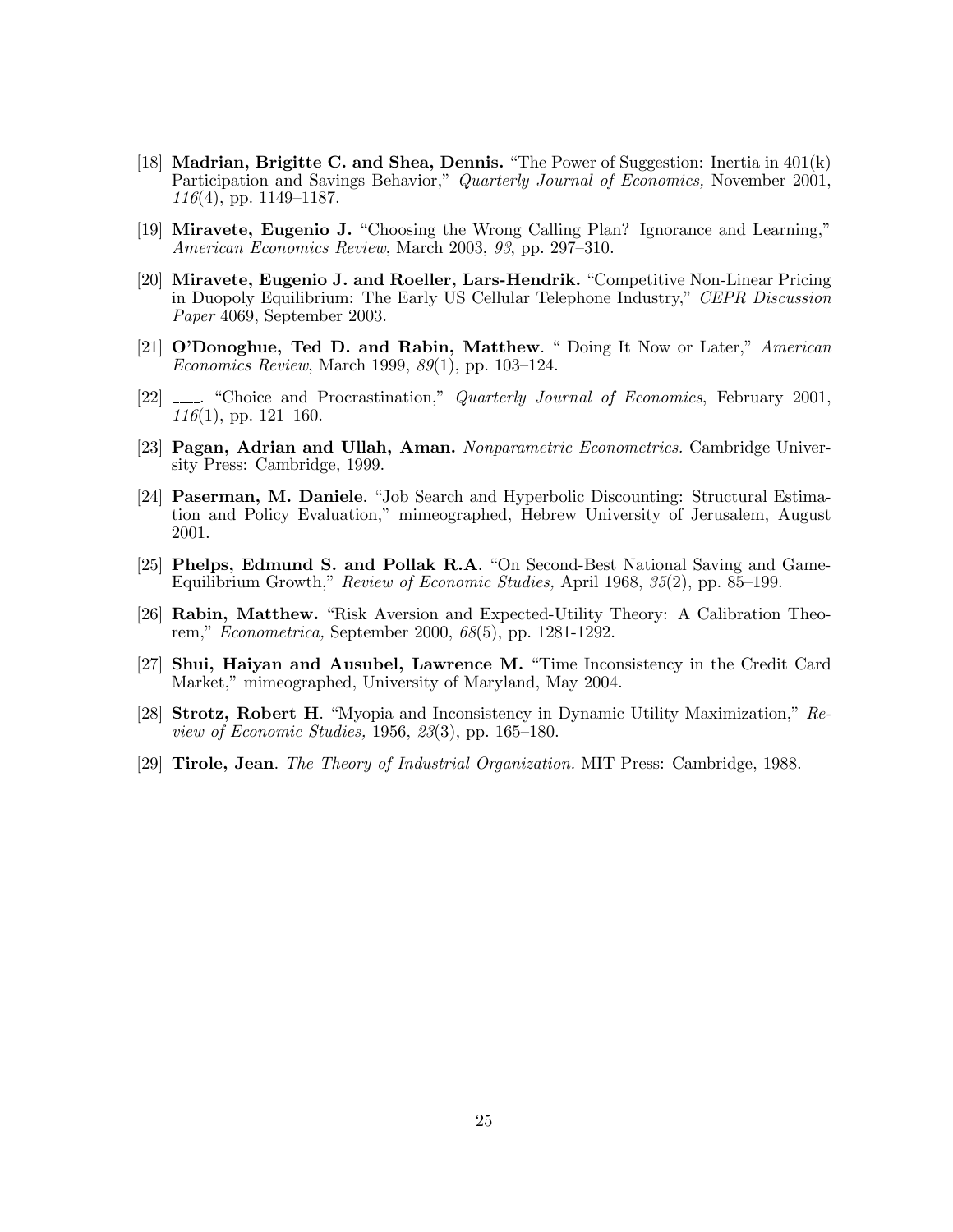[18] **Madrian, Brigitte C. and Shea, Dennis.** "The Power of Suggestion: Inertia in 401(k) Participation and Savings Behavior," *Quarterly Journal of Economics,* November 2001, *116*(4), pp. 1149–1187.

[19] **Miravete, Eugenio J.** "Choosing the Wrong Calling Plan? Ignorance and Learning," *American Economics Review*, March 2003, *93*, pp. 297–310.

[20] **Miravete, Eugenio J. and Roeller, Lars-Hendrik.** "Competitive Non-Linear Pricing in Duopoly Equilibrium: The Early US Cellular Telephone Industry," *CEPR Discussion Paper* 4069, September 2003.

[21] **O'Donoghue, Ted D. and Rabin, Matthew**. " Doing It Now or Later," *American Economics Review*, March 1999, *89*(1), pp. 103–124.

[22] ___. "Choice and Procrastination," *Quarterly Journal of Economics*, February 2001, *116*(1), pp. 121–160.

[23] **Pagan, Adrian and Ullah, Aman.** *Nonparametric Econometrics.* Cambridge University Press: Cambridge, 1999.

[24] **Paserman, M. Daniele**. "Job Search and Hyperbolic Discounting: Structural Estimation and Policy Evaluation," mimeographed, Hebrew University of Jerusalem, August 2001.

[25] **Phelps, Edmund S. and Pollak R.A**. "On Second-Best National Saving and Game-Equilibrium Growth," *Review of Economic Studies,* April 1968, *35*(2), pp. 85–199.

[26] **Rabin, Matthew.** "Risk Aversion and Expected-Utility Theory: A Calibration Theorem," *Econometrica,* September 2000, *68*(5), pp. 1281-1292.

[27] **Shui, Haiyan and Ausubel, Lawrence M.** "Time Inconsistency in the Credit Card Market," mimeographed, University of Maryland, May 2004.

[28] **Strotz, Robert H**. "Myopia and Inconsistency in Dynamic Utility Maximization," *Review of Economic Studies,* 1956, *23*(3), pp. 165–180.

[29] **Tirole, Jean**. *The Theory of Industrial Organization.* MIT Press: Cambridge, 1988.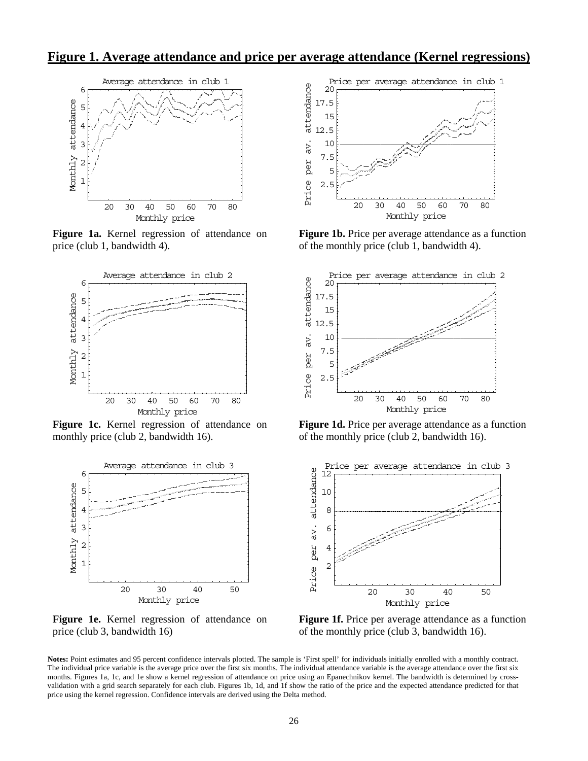## Figure 1. Average attendance and price per average attendance (Kernel regressions)

**Figure 1a.** Kernel regression of attendance on price (club 1, bandwidth 4).

**Figure 1b.** Price per average attendance as a function of the monthly price (club 1, bandwidth 4).

**Figure 1c.** Kernel regression of attendance on monthly price (club 2, bandwidth 16).

**Figure 1d.** Price per average attendance as a function of the monthly price (club 2, bandwidth 16).

**Figure 1e.** Kernel regression of attendance on price (club 3, bandwidth 16)

**Figure 1f.** Price per average attendance as a function of the monthly price (club 3, bandwidth 16).

**Notes:** Point estimates and 95 percent confidence intervals plotted. The sample is 'First spell' for individuals initially enrolled with a monthly contract. The individual price variable is the average price over the first six months. The individual attendance variable is the average attendance over the first six months. Figures 1a, 1c, and 1e show a kernel regression of attendance on price using an Epanechnikov kernel. The bandwidth is determined by cross-validation with a grid search separately for each club. Figures 1b, 1d, and 1f show the ratio of the price and the expected attendance predicted for that price using the kernel regression. Confidence intervals are derived using the Delta method.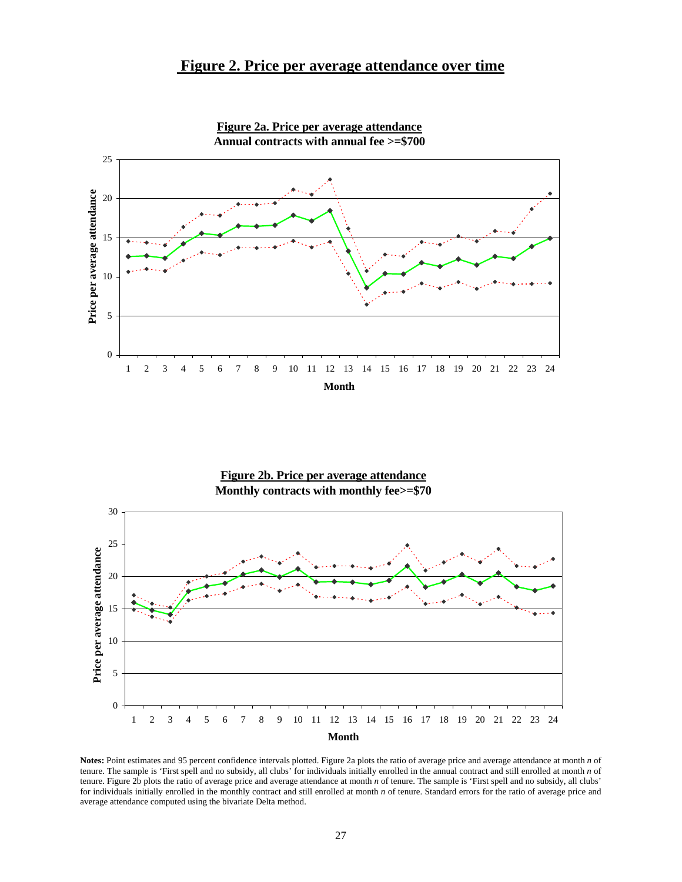## Figure 2. Price per average attendance over time

**Figure 2a. Price per average attendance**
**Annual contracts with annual fee >=$700**

**Figure 2b. Price per average attendance**
**Monthly contracts with monthly fee>=$70**

**Notes:** Point estimates and 95 percent confidence intervals plotted. Figure 2a plots the ratio of average price and average attendance at month *n* of tenure. The sample is 'First spell and no subsidy, all clubs' for individuals initially enrolled in the annual contract and still enrolled at month *n* of tenure. Figure 2b plots the ratio of average price and average attendance at month *n* of tenure. The sample is 'First spell and no subsidy, all clubs' for individuals initially enrolled in the monthly contract and still enrolled at month *n* of tenure. Standard errors for the ratio of average price and average attendance computed using the bivariate Delta method.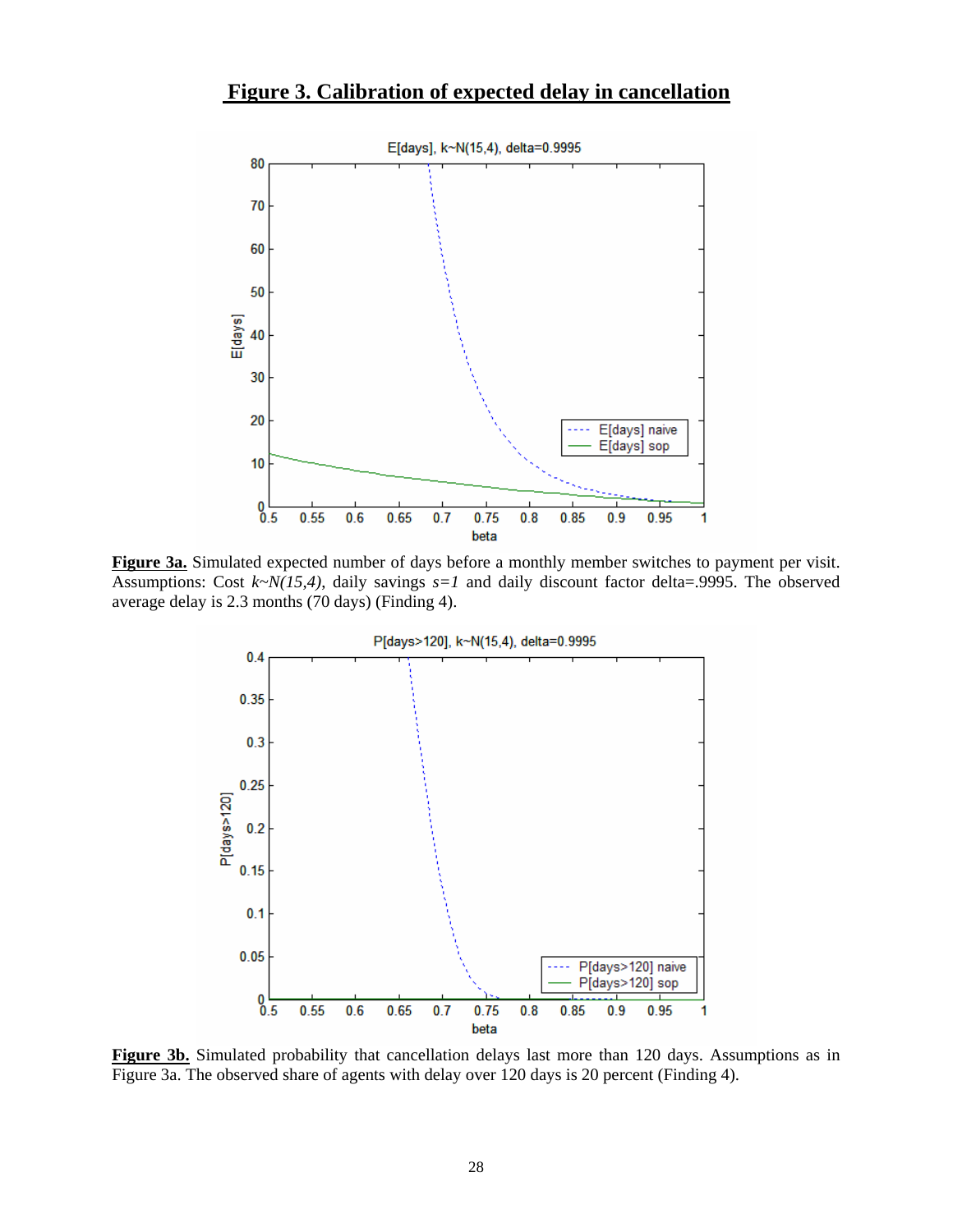## Figure 3. Calibration of expected delay in cancellation

**Figure 3a.** Simulated expected number of days before a monthly member switches to payment per visit. Assumptions: Cost *k~N(15,4)*, daily savings *s=1* and daily discount factor delta=.9995. The observed average delay is 2.3 months (70 days) (Finding 4).

**Figure 3b.** Simulated probability that cancellation delays last more than 120 days. Assumptions as in Figure 3a. The observed share of agents with delay over 120 days is 20 percent (Finding 4).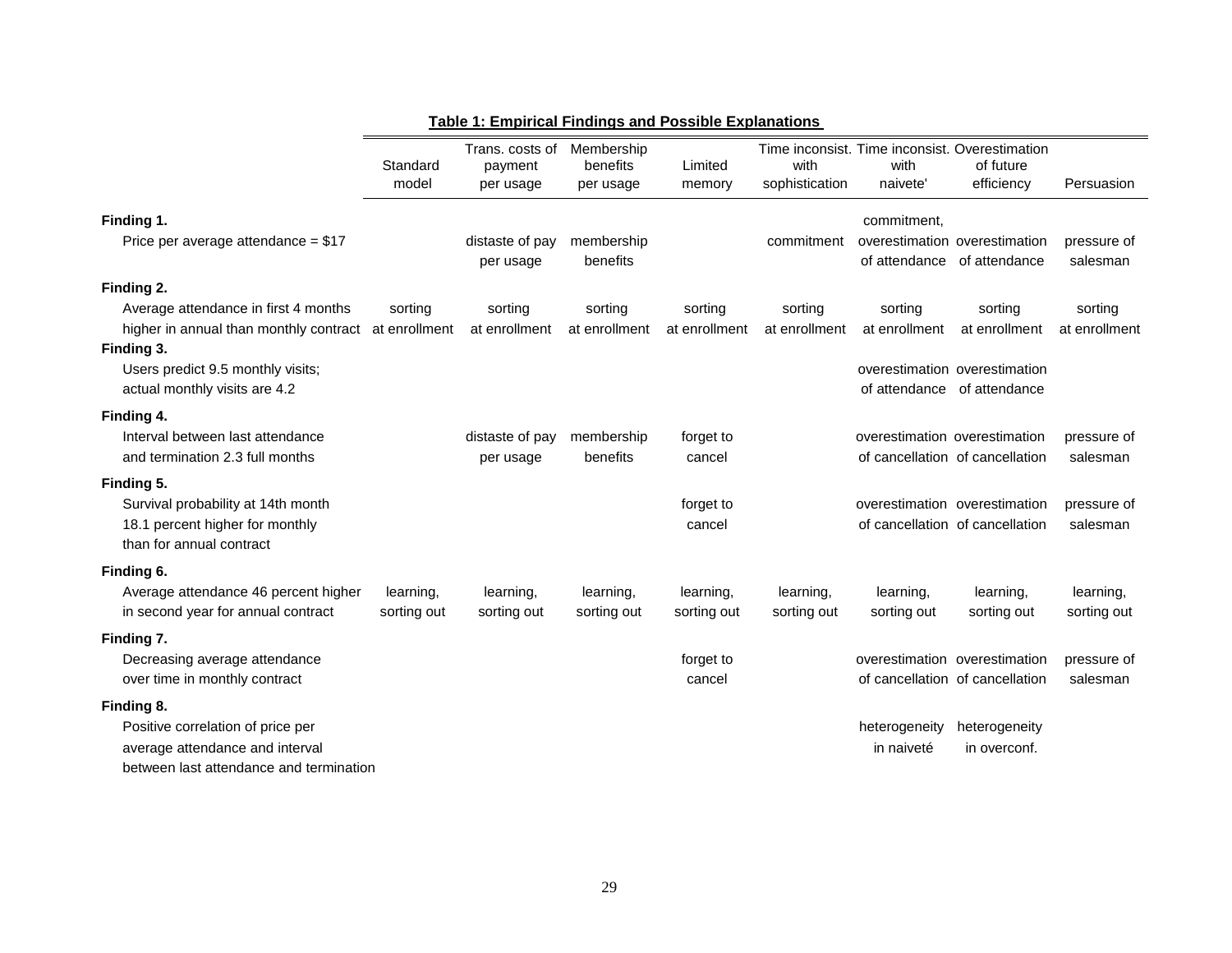**Table 1: Empirical Findings and Possible Explanations**

| | Standard model | Trans. costs of payment per usage | Membership benefits per usage | Limited memory | Time inconsist. with sophistication | Time inconsist. with naivete' | Overestimation of future efficiency | Persuasion |
|---|---|---|---|---|---|---|---|---|
| **Finding 1.** Price per average attendance = $17 | | distaste of pay per usage | membership benefits | | commitment | commitment, overestimation of attendance | overestimation of attendance | pressure of salesman |
| **Finding 2.** Average attendance in first 4 months higher in annual than monthly contract | sorting at enrollment | sorting at enrollment | sorting at enrollment | sorting at enrollment | sorting at enrollment | sorting at enrollment | sorting at enrollment | sorting at enrollment |
| **Finding 3.** Users predict 9.5 monthly visits; actual monthly visits are 4.2 | | | | | | overestimation of attendance | overestimation of attendance | |
| **Finding 4.** Interval between last attendance and termination 2.3 full months | | distaste of pay per usage | membership benefits | forget to cancel | | overestimation of cancellation | overestimation of cancellation | pressure of salesman |
| **Finding 5.** Survival probability at 14th month 18.1 percent higher for monthly than for annual contract | | | | forget to cancel | | overestimation of cancellation | overestimation of cancellation | pressure of salesman |
| **Finding 6.** Average attendance 46 percent higher in second year for annual contract | learning, sorting out | learning, sorting out | learning, sorting out | learning, sorting out | learning, sorting out | learning, sorting out | learning, sorting out | learning, sorting out |
| **Finding 7.** Decreasing average attendance over time in monthly contract | | | | forget to cancel | | overestimation of cancellation | overestimation of cancellation | pressure of salesman |
| **Finding 8.** Positive correlation of price per average attendance and interval between last attendance and termination | | | | | | heterogeneity in naiveté | heterogeneity in overconf. | |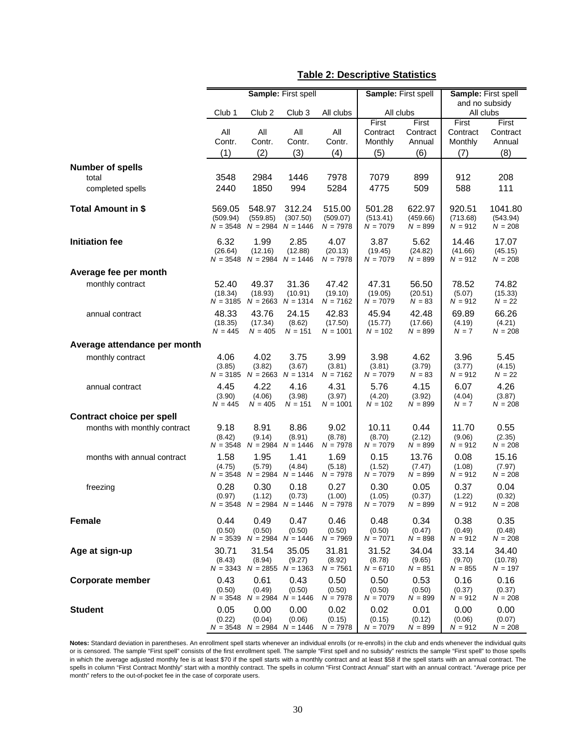## Table 2: Descriptive Statistics

| | Sample: First spell | | | | Sample: First spell | | Sample: First spell and no subsidy | |
|---|---|---|---|---|---|---|---|---|
| | Club 1 | Club 2 | Club 3 | All clubs | All clubs | | All clubs | |
| | All Contr. | All Contr. | All Contr. | All Contr. | First Contract Monthly | First Contract Annual | First Contract Monthly | First Contract Annual |
| | (1) | (2) | (3) | (4) | (5) | (6) | (7) | (8) |
| **Number of spells** | | | | | | | | |
| total | 3548 | 2984 | 1446 | 7978 | 7079 | 899 | 912 | 208 |
| completed spells | 2440 | 1850 | 994 | 5284 | 4775 | 509 | 588 | 111 |
| **Total Amount in $** | 569.05 | 548.97 | 312.24 | 515.00 | 501.28 | 622.97 | 920.51 | 1041.80 |
| | (509.94) | (559.85) | (307.50) | (509.07) | (513.41) | (459.66) | (713.68) | (543.94) |
| | $N$ = 3548 | $N$ = 2984 | $N$ = 1446 | $N$ = 7978 | $N$ = 7079 | $N$ = 899 | $N$ = 912 | $N$ = 208 |
| **Initiation fee** | 6.32 | 1.99 | 2.85 | 4.07 | 3.87 | 5.62 | 14.46 | 17.07 |
| | (26.64) | (12.16) | (12.88) | (20.13) | (19.45) | (24.82) | (41.66) | (45.15) |
| | $N$ = 3548 | $N$ = 2984 | $N$ = 1446 | $N$ = 7978 | $N$ = 7079 | $N$ = 899 | $N$ = 912 | $N$ = 208 |
| **Average fee per month** | | | | | | | | |
| monthly contract | 52.40 | 49.37 | 31.36 | 47.42 | 47.31 | 56.50 | 78.52 | 74.82 |
| | (18.34) | (18.93) | (10.91) | (19.10) | (19.05) | (20.51) | (5.07) | (15.33) |
| | $N$ = 3185 | $N$ = 2663 | $N$ = 1314 | $N$ = 7162 | $N$ = 7079 | $N$ = 83 | $N$ = 912 | $N$ = 22 |
| annual contract | 48.33 | 43.76 | 24.15 | 42.83 | 45.94 | 42.48 | 69.89 | 66.26 |
| | (18.35) | (17.34) | (8.62) | (17.50) | (15.77) | (17.66) | (4.19) | (4.21) |
| | $N$ = 445 | $N$ = 405 | $N$ = 151 | $N$ = 1001 | $N$ = 102 | $N$ = 899 | $N$ = 7 | $N$ = 208 |
| **Average attendance per month** | | | | | | | | |
| monthly contract | 4.06 | 4.02 | 3.75 | 3.99 | 3.98 | 4.62 | 3.96 | 5.45 |
| | (3.85) | (3.82) | (3.67) | (3.81) | (3.81) | (3.79) | (3.77) | (4.15) |
| | $N$ = 3185 | $N$ = 2663 | $N$ = 1314 | $N$ = 7162 | $N$ = 7079 | $N$ = 83 | $N$ = 912 | $N$ = 22 |
| annual contract | 4.45 | 4.22 | 4.16 | 4.31 | 5.76 | 4.15 | 6.07 | 4.26 |
| | (3.90) | (4.06) | (3.98) | (3.97) | (4.20) | (3.92) | (4.04) | (3.87) |
| | $N$ = 445 | $N$ = 405 | $N$ = 151 | $N$ = 1001 | $N$ = 102 | $N$ = 899 | $N$ = 7 | $N$ = 208 |
| **Contract choice per spell** | | | | | | | | |
| months with monthly contract | 9.18 | 8.91 | 8.86 | 9.02 | 10.11 | 0.44 | 11.70 | 0.55 |
| | (8.42) | (9.14) | (8.91) | (8.78) | (8.70) | (2.12) | (9.06) | (2.35) |
| | $N$ = 3548 | $N$ = 2984 | $N$ = 1446 | $N$ = 7978 | $N$ = 7079 | $N$ = 899 | $N$ = 912 | $N$ = 208 |
| months with annual contract | 1.58 | 1.95 | 1.41 | 1.69 | 0.15 | 13.76 | 0.08 | 15.16 |
| | (4.75) | (5.79) | (4.84) | (5.18) | (1.52) | (7.47) | (1.08) | (7.97) |
| | $N$ = 3548 | $N$ = 2984 | $N$ = 1446 | $N$ = 7978 | $N$ = 7079 | $N$ = 899 | $N$ = 912 | $N$ = 208 |
| freezing | 0.28 | 0.30 | 0.18 | 0.27 | 0.30 | 0.05 | 0.37 | 0.04 |
| | (0.97) | (1.12) | (0.73) | (1.00) | (1.05) | (0.37) | (1.22) | (0.32) |
| | $N$ = 3548 | $N$ = 2984 | $N$ = 1446 | $N$ = 7978 | $N$ = 7079 | $N$ = 899 | $N$ = 912 | $N$ = 208 |
| **Female** | 0.44 | 0.49 | 0.47 | 0.46 | 0.48 | 0.34 | 0.38 | 0.35 |
| | (0.50) | (0.50) | (0.50) | (0.50) | (0.50) | (0.47) | (0.49) | (0.48) |
| | $N$ = 3539 | $N$ = 2984 | $N$ = 1446 | $N$ = 7969 | $N$ = 7071 | $N$ = 898 | $N$ = 912 | $N$ = 208 |
| **Age at sign-up** | 30.71 | 31.54 | 35.05 | 31.81 | 31.52 | 34.04 | 33.14 | 34.40 |
| | (8.43) | (8.94) | (9.27) | (8.92) | (8.78) | (9.65) | (9.70) | (10.78) |
| | $N$ = 3343 | $N$ = 2855 | $N$ = 1363 | $N$ = 7561 | $N$ = 6710 | $N$ = 851 | $N$ = 855 | $N$ = 197 |
| **Corporate member** | 0.43 | 0.61 | 0.43 | 0.50 | 0.50 | 0.53 | 0.16 | 0.16 |
| | (0.50) | (0.49) | (0.50) | (0.50) | (0.50) | (0.50) | (0.37) | (0.37) |
| | $N$ = 3548 | $N$ = 2984 | $N$ = 1446 | $N$ = 7978 | $N$ = 7079 | $N$ = 899 | $N$ = 912 | $N$ = 208 |
| **Student** | 0.05 | 0.00 | 0.00 | 0.02 | 0.02 | 0.01 | 0.00 | 0.00 |
| | (0.22) | (0.04) | (0.06) | (0.15) | (0.15) | (0.12) | (0.06) | (0.07) |
| | $N$ = 3548 | $N$ = 2984 | $N$ = 1446 | $N$ = 7978 | $N$ = 7079 | $N$ = 899 | $N$ = 912 | $N$ = 208 |

**Notes:** Standard deviation in parentheses. An enrollment spell starts whenever an individual enrolls (or re-enrolls) in the club and ends whenever the individual quits or is censored. The sample "First spell" consists of the first enrollment spell. The sample "First spell and no subsidy" restricts the sample "First spell" to those spells in which the average adjusted monthly fee is at least $70 if the spell starts with a monthly contract and at least $58 if the spell starts with an annual contract. The spells in column "First Contract Monthly" start with a monthly contract. The spells in column "First Contract Annual" start with an annual contract. "Average price per month" refers to the out-of-pocket fee in the case of corporate users.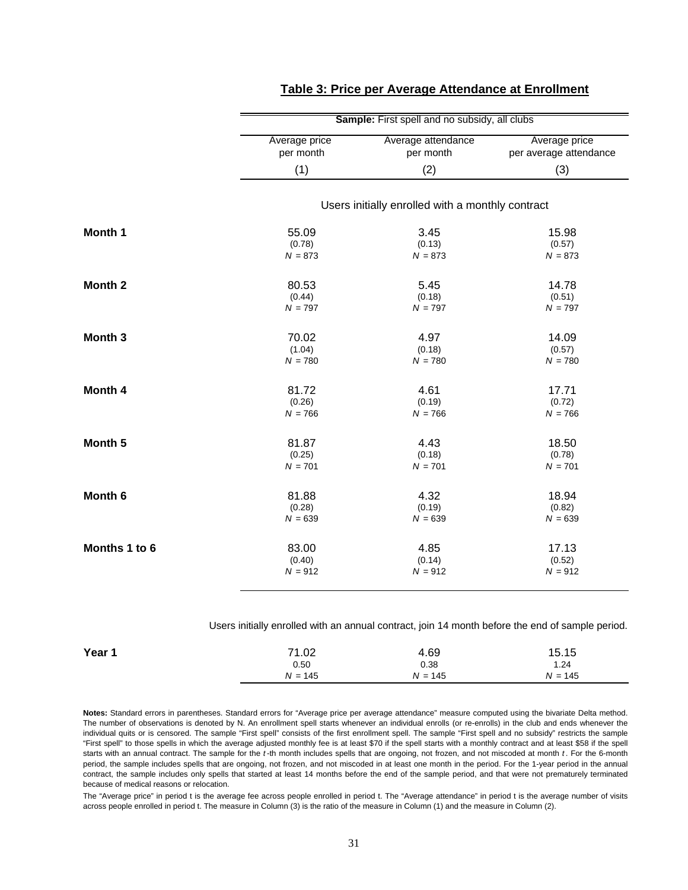## Table 3: Price per Average Attendance at Enrollment

| | **Sample:** First spell and no subsidy, all clubs | | |
|---|---|---|---|
| | Average price per month | Average attendance per month | Average price per average attendance |
| | (1) | (2) | (3) |
| | *Users initially enrolled with a monthly contract* | | |
| **Month 1** | 55.09 | 3.45 | 15.98 |
| | (0.78) | (0.13) | (0.57) |
| | $N$ = 873 | $N$ = 873 | $N$ = 873 |
| **Month 2** | 80.53 | 5.45 | 14.78 |
| | (0.44) | (0.18) | (0.51) |
| | $N$ = 797 | $N$ = 797 | $N$ = 797 |
| **Month 3** | 70.02 | 4.97 | 14.09 |
| | (1.04) | (0.18) | (0.57) |
| | $N$ = 780 | $N$ = 780 | $N$ = 780 |
| **Month 4** | 81.72 | 4.61 | 17.71 |
| | (0.26) | (0.19) | (0.72) |
| | $N$ = 766 | $N$ = 766 | $N$ = 766 |
| **Month 5** | 81.87 | 4.43 | 18.50 |
| | (0.25) | (0.18) | (0.78) |
| | $N$ = 701 | $N$ = 701 | $N$ = 701 |
| **Month 6** | 81.88 | 4.32 | 18.94 |
| | (0.28) | (0.19) | (0.82) |
| | $N$ = 639 | $N$ = 639 | $N$ = 639 |
| **Months 1 to 6** | 83.00 | 4.85 | 17.13 |
| | (0.40) | (0.14) | (0.52) |
| | $N$ = 912 | $N$ = 912 | $N$ = 912 |
| | *Users initially enrolled with an annual contract, join 14 month before the end of sample period.* | | |
| **Year 1** | 71.02 | 4.69 | 15.15 |
| | 0.50 | 0.38 | 1.24 |
| | $N$ = 145 | $N$ = 145 | $N$ = 145 |

**Notes:** Standard errors in parentheses. Standard errors for "Average price per average attendance" measure computed using the bivariate Delta method. The number of observations is denoted by N. An enrollment spell starts whenever an individual enrolls (or re-enrolls) in the club and ends whenever the individual quits or is censored. The sample "First spell" consists of the first enrollment spell. The sample "First spell and no subsidy" restricts the sample "First spell" to those spells in which the average adjusted monthly fee is at least $70 if the spell starts with a monthly contract and at least $58 if the spell starts with an annual contract. The sample for the $t$-th month includes spells that are ongoing, not frozen, and not miscoded at month $t$. For the 6-month period, the sample includes spells that are ongoing, not frozen, and not miscoded in at least one month in the period. For the 1-year period in the annual contract, the sample includes only spells that started at least 14 months before the end of the sample period, and that were not prematurely terminated because of medical reasons or relocation.

The "Average price" in period t is the average fee across people enrolled in period t. The "Average attendance" in period t is the average number of visits across people enrolled in period t. The measure in Column (3) is the ratio of the measure in Column (1) and the measure in Column (2).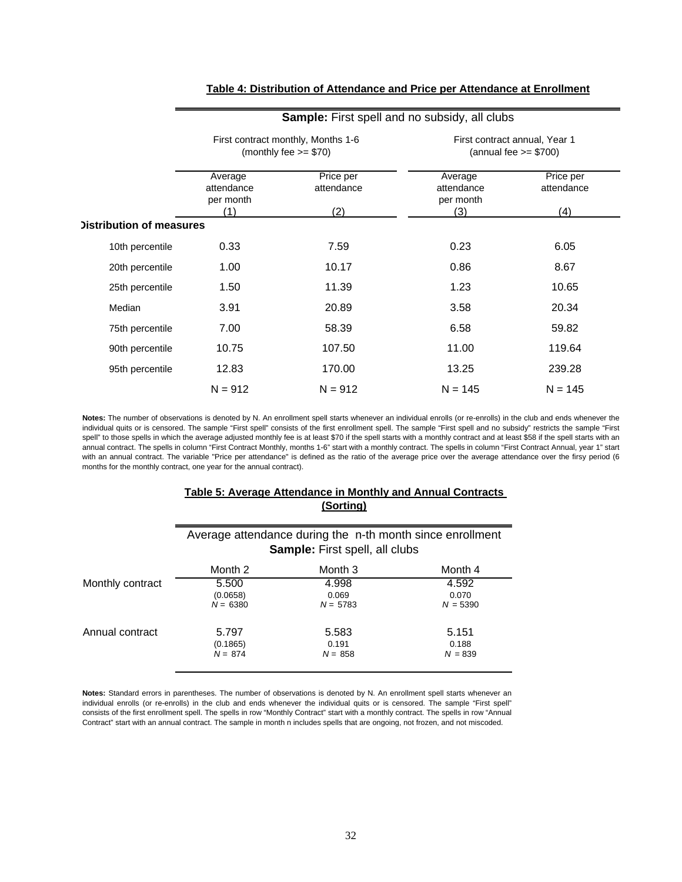**Table 4: Distribution of Attendance and Price per Attendance at Enrollment**

| | **Sample:** First spell and no subsidy, all clubs | | | |
|---|---|---|---|---|
| | First contract monthly, Months 1-6 (monthly fee >= $70) | | First contract annual, Year 1 (annual fee >= $700) | |
| | Average attendance per month (1) | Price per attendance (2) | Average attendance per month (3) | Price per attendance (4) |
| **Distribution of measures** | | | | |
| 10th percentile | 0.33 | 7.59 | 0.23 | 6.05 |
| 20th percentile | 1.00 | 10.17 | 0.86 | 8.67 |
| 25th percentile | 1.50 | 11.39 | 1.23 | 10.65 |
| Median | 3.91 | 20.89 | 3.58 | 20.34 |
| 75th percentile | 7.00 | 58.39 | 6.58 | 59.82 |
| 90th percentile | 10.75 | 107.50 | 11.00 | 119.64 |
| 95th percentile | 12.83 | 170.00 | 13.25 | 239.28 |
| | N = 912 | N = 912 | N = 145 | N = 145 |

**Notes:** The number of observations is denoted by N. An enrollment spell starts whenever an individual enrolls (or re-enrolls) in the club and ends whenever the individual quits or is censored. The sample "First spell" consists of the first enrollment spell. The sample "First spell and no subsidy" restricts the sample "First spell" to those spells in which the average adjusted monthly fee is at least $70 if the spell starts with a monthly contract and at least $58 if the spell starts with an annual contract. The spells in column "First Contract Monthly, months 1-6" start with a monthly contract. The spells in column "First Contract Annual, year 1" start with an annual contract. The variable "Price per attendance" is defined as the ratio of the average price over the average attendance over the firsy period (6 months for the monthly contract, one year for the annual contract).

**Table 5: Average Attendance in Monthly and Annual Contracts (Sorting)**

| | Average attendance during the n-th month since enrollment **Sample:** First spell, all clubs | | |
|---|---|---|---|
| | Month 2 | Month 3 | Month 4 |
| Monthly contract | 5.500 | 4.998 | 4.592 |
| | (0.0658) | 0.069 | 0.070 |
| | *N* = 6380 | *N* = 5783 | *N* = 5390 |
| Annual contract | 5.797 | 5.583 | 5.151 |
| | (0.1865) | 0.191 | 0.188 |
| | *N* = 874 | *N* = 858 | *N* = 839 |

**Notes:** Standard errors in parentheses. The number of observations is denoted by N. An enrollment spell starts whenever an individual enrolls (or re-enrolls) in the club and ends whenever the individual quits or is censored. The sample "First spell" consists of the first enrollment spell. The spells in row "Monthly Contract" start with a monthly contract. The spells in row "Annual Contract" start with an annual contract. The sample in month n includes spells that are ongoing, not frozen, and not miscoded.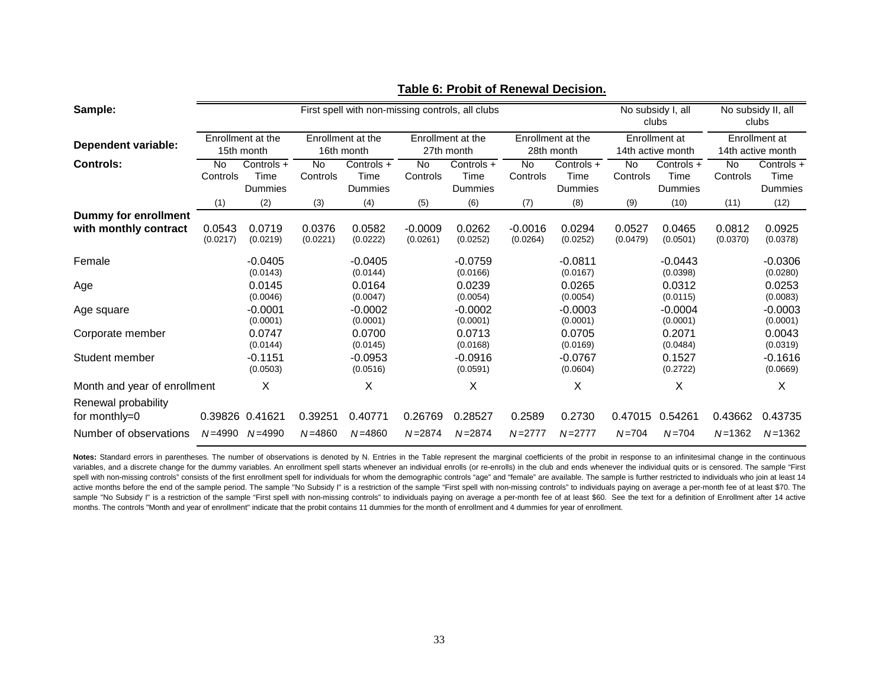## Table 6: Probit of Renewal Decision.

| **Sample:** | First spell with non-missing controls, all clubs | | | | | | | | No subsidy I, all clubs | | No subsidy II, all clubs | |
|---|---|---|---|---|---|---|---|---|---|---|---|---|
| **Dependent variable:** | Enrollment at the 15th month | | Enrollment at the 16th month | | Enrollment at the 27th month | | Enrollment at the 28th month | | Enrollment at 14th active month | | Enrollment at 14th active month | |
| **Controls:** | No Controls | Controls + Time Dummies | No Controls | Controls + Time Dummies | No Controls | Controls + Time Dummies | No Controls | Controls + Time Dummies | No Controls | Controls + Time Dummies | No Controls | Controls + Time Dummies |
| | (1) | (2) | (3) | (4) | (5) | (6) | (7) | (8) | (9) | (10) | (11) | (12) |
| **Dummy for enrollment with monthly contract** | 0.0543 (0.0217) | 0.0719 (0.0219) | 0.0376 (0.0221) | 0.0582 (0.0222) | -0.0009 (0.0261) | 0.0262 (0.0252) | -0.0016 (0.0264) | 0.0294 (0.0252) | 0.0527 (0.0479) | 0.0465 (0.0501) | 0.0812 (0.0370) | 0.0925 (0.0378) |
| Female | | -0.0405 (0.0143) | | -0.0405 (0.0144) | | -0.0759 (0.0166) | | -0.0811 (0.0167) | | -0.0443 (0.0398) | | -0.0306 (0.0280) |
| Age | | 0.0145 (0.0046) | | 0.0164 (0.0047) | | 0.0239 (0.0054) | | 0.0265 (0.0054) | | 0.0312 (0.0115) | | 0.0253 (0.0083) |
| Age square | | -0.0001 (0.0001) | | -0.0002 (0.0001) | | -0.0002 (0.0001) | | -0.0003 (0.0001) | | -0.0004 (0.0001) | | -0.0003 (0.0001) |
| Corporate member | | 0.0747 (0.0144) | | 0.0700 (0.0145) | | 0.0713 (0.0168) | | 0.0705 (0.0169) | | 0.2071 (0.0484) | | 0.0043 (0.0319) |
| Student member | | -0.1151 (0.0503) | | -0.0953 (0.0516) | | -0.0916 (0.0591) | | -0.0767 (0.0604) | | 0.1527 (0.2722) | | -0.1616 (0.0669) |
| Month and year of enrollment | | X | | X | | X | | X | | X | | X |
| Renewal probability for monthly=0 | 0.39826 | 0.41621 | 0.39251 | 0.40771 | 0.26769 | 0.28527 | 0.2589 | 0.2730 | 0.47015 | 0.54261 | 0.43662 | 0.43735 |
| Number of observations | $N$=4990 | $N$=4990 | $N$=4860 | $N$=4860 | $N$=2874 | $N$=2874 | $N$=2777 | $N$=2777 | $N$=704 | $N$=704 | $N$=1362 | $N$=1362 |

**Notes:** Standard errors in parentheses. The number of observations is denoted by N. Entries in the Table represent the marginal coefficients of the probit in response to an infinitesimal change in the continuous variables, and a discrete change for the dummy variables. An enrollment spell starts whenever an individual enrolls (or re-enrolls) in the club and ends whenever the individual quits or is censored. The sample "First spell with non-missing controls" consists of the first enrollment spell for individuals for whom the demographic controls "age" and "female" are available. The sample is further restricted to individuals who join at least 14 active months before the end of the sample period. The sample "No Subsidy I" is a restriction of the sample "First spell with non-missing controls" to individuals paying on average a per-month fee of at least $70. The sample "No Subsidy I" is a restriction of the sample "First spell with non-missing controls" to individuals paying on average a per-month fee of at least $60. See the text for a definition of Enrollment after 14 active months. The controls "Month and year of enrollment" indicate that the probit contains 11 dummies for the month of enrollment and 4 dummies for year of enrollment.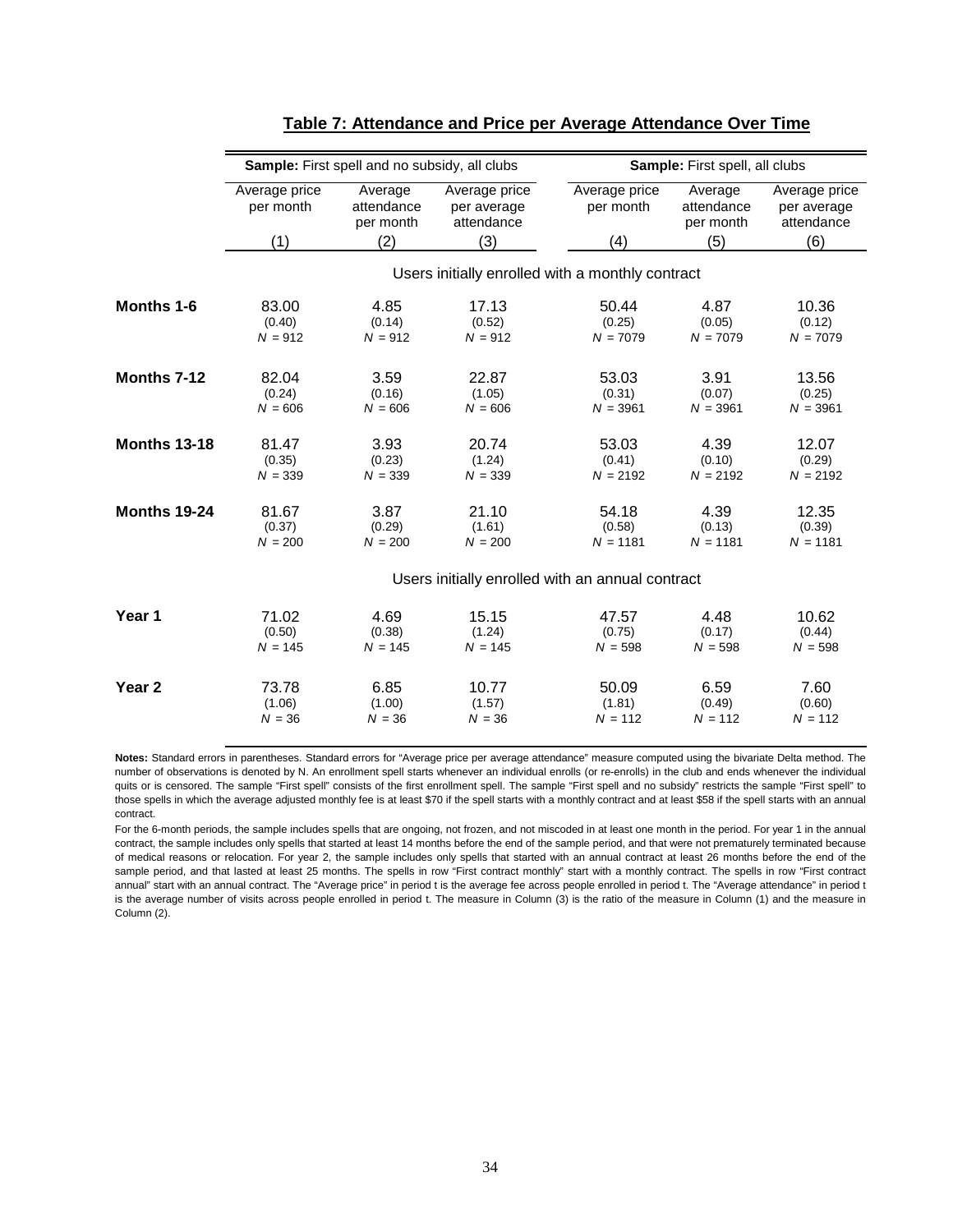## Table 7: Attendance and Price per Average Attendance Over Time

| | Sample: First spell and no subsidy, all clubs | | | Sample: First spell, all clubs | | |
|---|---|---|---|---|---|---|
| | Average price per month | Average attendance per month | Average price per average attendance | Average price per month | Average attendance per month | Average price per average attendance |
| | (1) | (2) | (3) | (4) | (5) | (6) |
| | Users initially enrolled with a monthly contract | | | | | |
| **Months 1-6** | 83.00<br>(0.40)<br>$N$ = 912 | 4.85<br>(0.14)<br>$N$ = 912 | 17.13<br>(0.52)<br>$N$ = 912 | 50.44<br>(0.25)<br>$N$ = 7079 | 4.87<br>(0.05)<br>$N$ = 7079 | 10.36<br>(0.12)<br>$N$ = 7079 |
| **Months 7-12** | 82.04<br>(0.24)<br>$N$ = 606 | 3.59<br>(0.16)<br>$N$ = 606 | 22.87<br>(1.05)<br>$N$ = 606 | 53.03<br>(0.31)<br>$N$ = 3961 | 3.91<br>(0.07)<br>$N$ = 3961 | 13.56<br>(0.25)<br>$N$ = 3961 |
| **Months 13-18** | 81.47<br>(0.35)<br>$N$ = 339 | 3.93<br>(0.23)<br>$N$ = 339 | 20.74<br>(1.24)<br>$N$ = 339 | 53.03<br>(0.41)<br>$N$ = 2192 | 4.39<br>(0.10)<br>$N$ = 2192 | 12.07<br>(0.29)<br>$N$ = 2192 |
| **Months 19-24** | 81.67<br>(0.37)<br>$N$ = 200 | 3.87<br>(0.29)<br>$N$ = 200 | 21.10<br>(1.61)<br>$N$ = 200 | 54.18<br>(0.58)<br>$N$ = 1181 | 4.39<br>(0.13)<br>$N$ = 1181 | 12.35<br>(0.39)<br>$N$ = 1181 |
| | Users initially enrolled with an annual contract | | | | | |
| **Year 1** | 71.02<br>(0.50)<br>$N$ = 145 | 4.69<br>(0.38)<br>$N$ = 145 | 15.15<br>(1.24)<br>$N$ = 145 | 47.57<br>(0.75)<br>$N$ = 598 | 4.48<br>(0.17)<br>$N$ = 598 | 10.62<br>(0.44)<br>$N$ = 598 |
| **Year 2** | 73.78<br>(1.06)<br>$N$ = 36 | 6.85<br>(1.00)<br>$N$ = 36 | 10.77<br>(1.57)<br>$N$ = 36 | 50.09<br>(1.81)<br>$N$ = 112 | 6.59<br>(0.49)<br>$N$ = 112 | 7.60<br>(0.60)<br>$N$ = 112 |

**Notes:** Standard errors in parentheses. Standard errors for "Average price per average attendance" measure computed using the bivariate Delta method. The number of observations is denoted by N. An enrollment spell starts whenever an individual enrolls (or re-enrolls) in the club and ends whenever the individual quits or is censored. The sample "First spell" consists of the first enrollment spell. The sample "First spell and no subsidy" restricts the sample "First spell" to those spells in which the average adjusted monthly fee is at least $70 if the spell starts with a monthly contract and at least $58 if the spell starts with an annual contract.

For the 6-month periods, the sample includes spells that are ongoing, not frozen, and not miscoded in at least one month in the period. For year 1 in the annual contract, the sample includes only spells that started at least 14 months before the end of the sample period, and that were not prematurely terminated because of medical reasons or relocation. For year 2, the sample includes only spells that started with an annual contract at least 26 months before the end of the sample period, and that lasted at least 25 months. The spells in row "First contract monthly" start with a monthly contract. The spells in row "First contract annual" start with an annual contract. The "Average price" in period t is the average fee across people enrolled in period t. The "Average attendance" in period t is the average number of visits across people enrolled in period t. The measure in Column (3) is the ratio of the measure in Column (1) and the measure in Column (2).